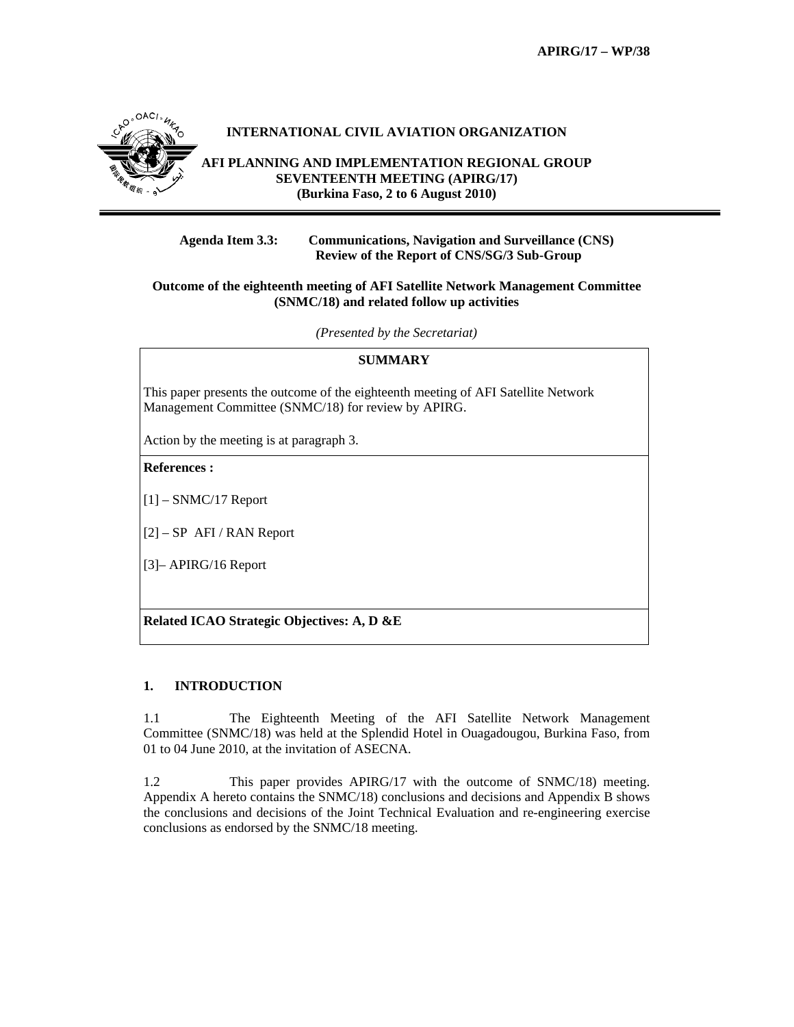APIRG/17 – WP/38

**INTERNATIONAL CIVIL AVIATION ORGANIZATION**

**AFI PLANNING AND IMPLEMENTATION REGIONAL GROUP SEVENTEENTH MEETING (APIRG/17) (Burkina Faso, 2 to 6 August 2010)**

**Agenda Item 3.3: Communications, Navigation and Surveillance (CNS) Review of the Report of CNS/SG/3 Sub-Group**

**Outcome of the eighteenth meeting of AFI Satellite Network Management Committee (SNMC/18) and related follow up activities**

*(Presented by the Secretariat)*

| **SUMMARY** |
|---|
| This paper presents the outcome of the eighteenth meeting of AFI Satellite Network Management Committee (SNMC/18) for review by APIRG.<br><br>Action by the meeting is at paragraph 3. |
| **References :**<br><br>[1] – SNMC/17 Report<br><br>[2] – SP AFI / RAN Report<br><br>[3]– APIRG/16 Report |
| **Related ICAO Strategic Objectives: A, D &E** |

## 1. INTRODUCTION

1.1 The Eighteenth Meeting of the AFI Satellite Network Management Committee (SNMC/18) was held at the Splendid Hotel in Ouagadougou, Burkina Faso, from 01 to 04 June 2010, at the invitation of ASECNA.

1.2 This paper provides APIRG/17 with the outcome of SNMC/18) meeting. Appendix A hereto contains the SNMC/18) conclusions and decisions and Appendix B shows the conclusions and decisions of the Joint Technical Evaluation and re-engineering exercise conclusions as endorsed by the SNMC/18 meeting.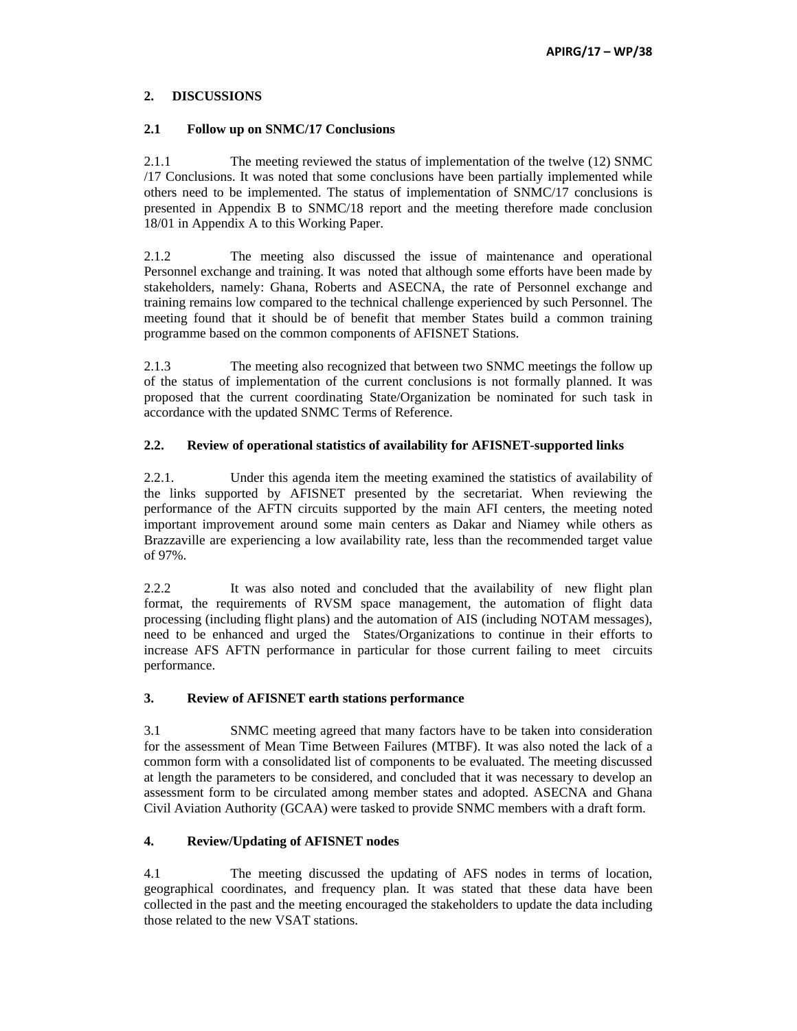## 2. DISCUSSIONS

### 2.1 Follow up on SNMC/17 Conclusions

2.1.1 The meeting reviewed the status of implementation of the twelve (12) SNMC /17 Conclusions. It was noted that some conclusions have been partially implemented while others need to be implemented. The status of implementation of SNMC/17 conclusions is presented in Appendix B to SNMC/18 report and the meeting therefore made conclusion 18/01 in Appendix A to this Working Paper.

2.1.2 The meeting also discussed the issue of maintenance and operational Personnel exchange and training. It was noted that although some efforts have been made by stakeholders, namely: Ghana, Roberts and ASECNA, the rate of Personnel exchange and training remains low compared to the technical challenge experienced by such Personnel. The meeting found that it should be of benefit that member States build a common training programme based on the common components of AFISNET Stations.

2.1.3 The meeting also recognized that between two SNMC meetings the follow up of the status of implementation of the current conclusions is not formally planned. It was proposed that the current coordinating State/Organization be nominated for such task in accordance with the updated SNMC Terms of Reference.

### 2.2. Review of operational statistics of availability for AFISNET-supported links

2.2.1. Under this agenda item the meeting examined the statistics of availability of the links supported by AFISNET presented by the secretariat. When reviewing the performance of the AFTN circuits supported by the main AFI centers, the meeting noted important improvement around some main centers as Dakar and Niamey while others as Brazzaville are experiencing a low availability rate, less than the recommended target value of 97%.

2.2.2 It was also noted and concluded that the availability of new flight plan format, the requirements of RVSM space management, the automation of flight data processing (including flight plans) and the automation of AIS (including NOTAM messages), need to be enhanced and urged the States/Organizations to continue in their efforts to increase AFS AFTN performance in particular for those current failing to meet circuits performance.

## 3. Review of AFISNET earth stations performance

3.1 SNMC meeting agreed that many factors have to be taken into consideration for the assessment of Mean Time Between Failures (MTBF). It was also noted the lack of a common form with a consolidated list of components to be evaluated. The meeting discussed at length the parameters to be considered, and concluded that it was necessary to develop an assessment form to be circulated among member states and adopted. ASECNA and Ghana Civil Aviation Authority (GCAA) were tasked to provide SNMC members with a draft form.

## 4. Review/Updating of AFISNET nodes

4.1 The meeting discussed the updating of AFS nodes in terms of location, geographical coordinates, and frequency plan. It was stated that these data have been collected in the past and the meeting encouraged the stakeholders to update the data including those related to the new VSAT stations.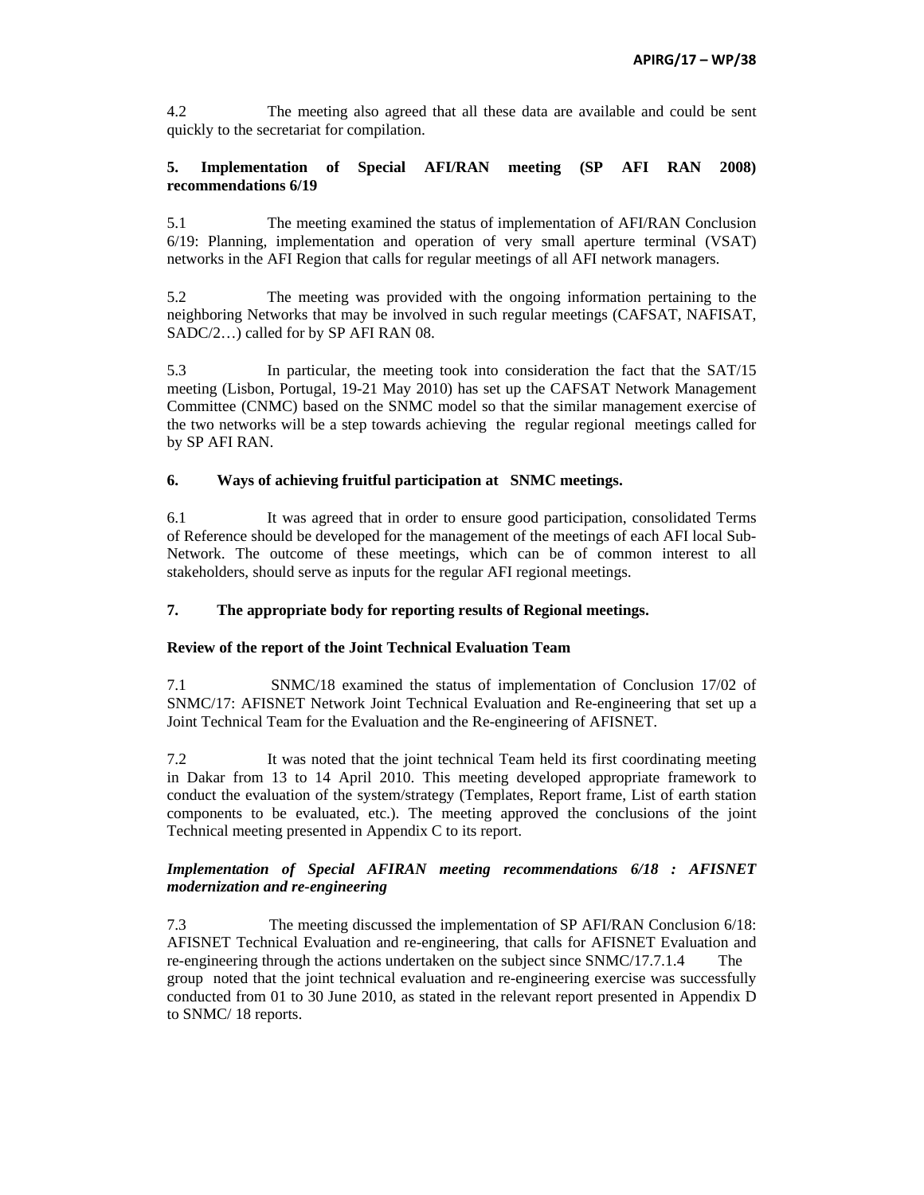4.2 The meeting also agreed that all these data are available and could be sent quickly to the secretariat for compilation.

**5. Implementation of Special AFI/RAN meeting (SP AFI RAN 2008) recommendations 6/19**

5.1 The meeting examined the status of implementation of AFI/RAN Conclusion 6/19: Planning, implementation and operation of very small aperture terminal (VSAT) networks in the AFI Region that calls for regular meetings of all AFI network managers.

5.2 The meeting was provided with the ongoing information pertaining to the neighboring Networks that may be involved in such regular meetings (CAFSAT, NAFISAT, SADC/2…) called for by SP AFI RAN 08.

5.3 In particular, the meeting took into consideration the fact that the SAT/15 meeting (Lisbon, Portugal, 19-21 May 2010) has set up the CAFSAT Network Management Committee (CNMC) based on the SNMC model so that the similar management exercise of the two networks will be a step towards achieving the regular regional meetings called for by SP AFI RAN.

**6. Ways of achieving fruitful participation at SNMC meetings.**

6.1 It was agreed that in order to ensure good participation, consolidated Terms of Reference should be developed for the management of the meetings of each AFI local Sub-Network. The outcome of these meetings, which can be of common interest to all stakeholders, should serve as inputs for the regular AFI regional meetings.

**7. The appropriate body for reporting results of Regional meetings.**

**Review of the report of the Joint Technical Evaluation Team**

7.1 SNMC/18 examined the status of implementation of Conclusion 17/02 of SNMC/17: AFISNET Network Joint Technical Evaluation and Re-engineering that set up a Joint Technical Team for the Evaluation and the Re-engineering of AFISNET.

7.2 It was noted that the joint technical Team held its first coordinating meeting in Dakar from 13 to 14 April 2010. This meeting developed appropriate framework to conduct the evaluation of the system/strategy (Templates, Report frame, List of earth station components to be evaluated, etc.). The meeting approved the conclusions of the joint Technical meeting presented in Appendix C to its report.

***Implementation of Special AFIRAN meeting recommendations 6/18 : AFISNET modernization and re-engineering***

7.3 The meeting discussed the implementation of SP AFI/RAN Conclusion 6/18: AFISNET Technical Evaluation and re-engineering, that calls for AFISNET Evaluation and re-engineering through the actions undertaken on the subject since SNMC/17.7.1.4 The group noted that the joint technical evaluation and re-engineering exercise was successfully conducted from 01 to 30 June 2010, as stated in the relevant report presented in Appendix D to SNMC/ 18 reports.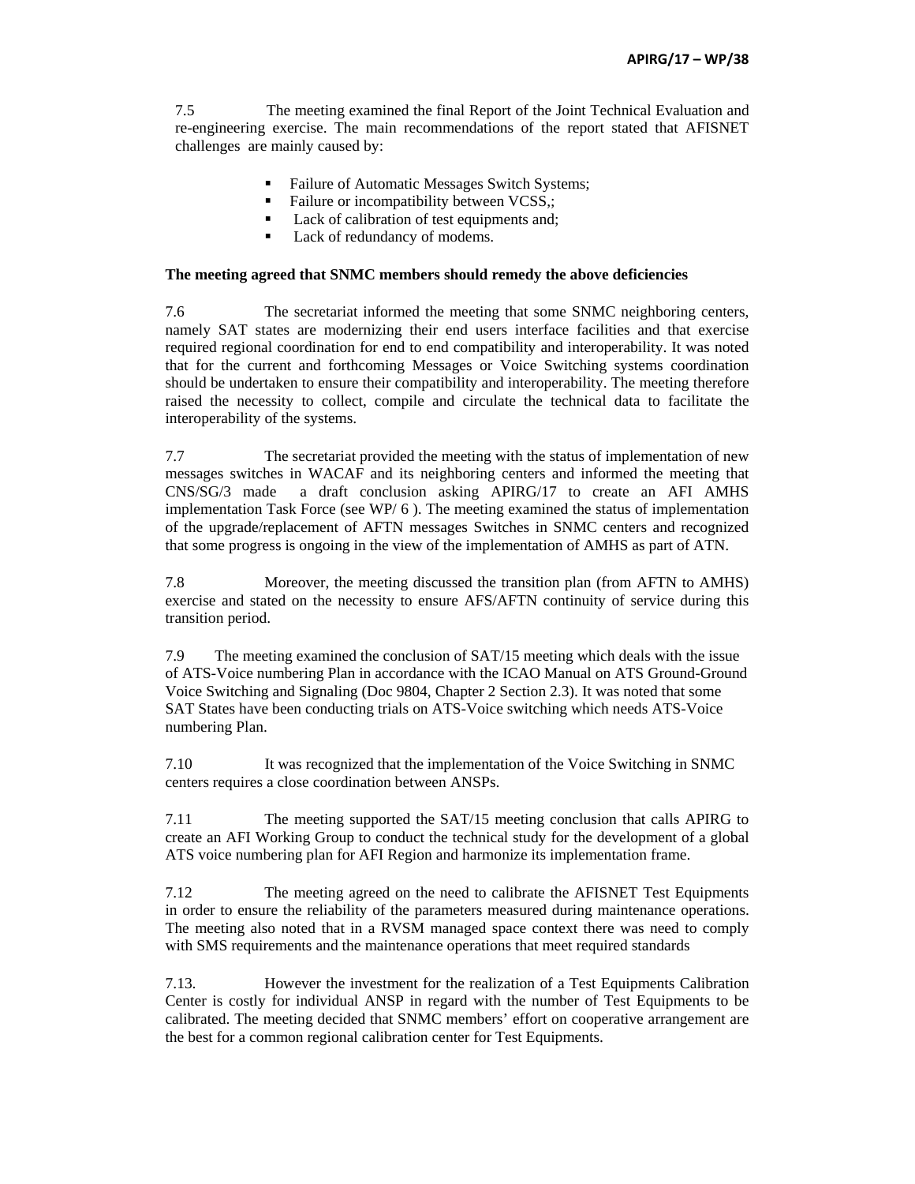7.5 The meeting examined the final Report of the Joint Technical Evaluation and re-engineering exercise. The main recommendations of the report stated that AFISNET challenges are mainly caused by:

- Failure of Automatic Messages Switch Systems;
- Failure or incompatibility between VCSS,;
- Lack of calibration of test equipments and;
- Lack of redundancy of modems.

**The meeting agreed that SNMC members should remedy the above deficiencies**

7.6 The secretariat informed the meeting that some SNMC neighboring centers, namely SAT states are modernizing their end users interface facilities and that exercise required regional coordination for end to end compatibility and interoperability. It was noted that for the current and forthcoming Messages or Voice Switching systems coordination should be undertaken to ensure their compatibility and interoperability. The meeting therefore raised the necessity to collect, compile and circulate the technical data to facilitate the interoperability of the systems.

7.7 The secretariat provided the meeting with the status of implementation of new messages switches in WACAF and its neighboring centers and informed the meeting that CNS/SG/3 made a draft conclusion asking APIRG/17 to create an AFI AMHS implementation Task Force (see WP/ 6 ). The meeting examined the status of implementation of the upgrade/replacement of AFTN messages Switches in SNMC centers and recognized that some progress is ongoing in the view of the implementation of AMHS as part of ATN.

7.8 Moreover, the meeting discussed the transition plan (from AFTN to AMHS) exercise and stated on the necessity to ensure AFS/AFTN continuity of service during this transition period.

7.9 The meeting examined the conclusion of SAT/15 meeting which deals with the issue of ATS-Voice numbering Plan in accordance with the ICAO Manual on ATS Ground-Ground Voice Switching and Signaling (Doc 9804, Chapter 2 Section 2.3). It was noted that some SAT States have been conducting trials on ATS-Voice switching which needs ATS-Voice numbering Plan.

7.10 It was recognized that the implementation of the Voice Switching in SNMC centers requires a close coordination between ANSPs.

7.11 The meeting supported the SAT/15 meeting conclusion that calls APIRG to create an AFI Working Group to conduct the technical study for the development of a global ATS voice numbering plan for AFI Region and harmonize its implementation frame.

7.12 The meeting agreed on the need to calibrate the AFISNET Test Equipments in order to ensure the reliability of the parameters measured during maintenance operations. The meeting also noted that in a RVSM managed space context there was need to comply with SMS requirements and the maintenance operations that meet required standards

7.13. However the investment for the realization of a Test Equipments Calibration Center is costly for individual ANSP in regard with the number of Test Equipments to be calibrated. The meeting decided that SNMC members' effort on cooperative arrangement are the best for a common regional calibration center for Test Equipments.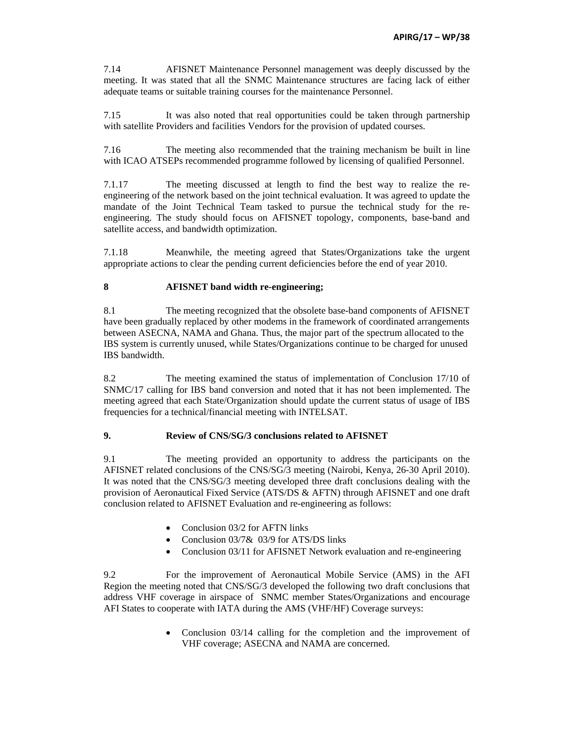7.14 AFISNET Maintenance Personnel management was deeply discussed by the meeting. It was stated that all the SNMC Maintenance structures are facing lack of either adequate teams or suitable training courses for the maintenance Personnel.

7.15 It was also noted that real opportunities could be taken through partnership with satellite Providers and facilities Vendors for the provision of updated courses.

7.16 The meeting also recommended that the training mechanism be built in line with ICAO ATSEPs recommended programme followed by licensing of qualified Personnel.

7.1.17 The meeting discussed at length to find the best way to realize the re-engineering of the network based on the joint technical evaluation. It was agreed to update the mandate of the Joint Technical Team tasked to pursue the technical study for the re-engineering. The study should focus on AFISNET topology, components, base-band and satellite access, and bandwidth optimization.

7.1.18 Meanwhile, the meeting agreed that States/Organizations take the urgent appropriate actions to clear the pending current deficiencies before the end of year 2010.

**8 AFISNET band width re-engineering;**

8.1 The meeting recognized that the obsolete base-band components of AFISNET have been gradually replaced by other modems in the framework of coordinated arrangements between ASECNA, NAMA and Ghana. Thus, the major part of the spectrum allocated to the IBS system is currently unused, while States/Organizations continue to be charged for unused IBS bandwidth.

8.2 The meeting examined the status of implementation of Conclusion 17/10 of SNMC/17 calling for IBS band conversion and noted that it has not been implemented. The meeting agreed that each State/Organization should update the current status of usage of IBS frequencies for a technical/financial meeting with INTELSAT.

**9. Review of CNS/SG/3 conclusions related to AFISNET**

9.1 The meeting provided an opportunity to address the participants on the AFISNET related conclusions of the CNS/SG/3 meeting (Nairobi, Kenya, 26-30 April 2010). It was noted that the CNS/SG/3 meeting developed three draft conclusions dealing with the provision of Aeronautical Fixed Service (ATS/DS & AFTN) through AFISNET and one draft conclusion related to AFISNET Evaluation and re-engineering as follows:

- Conclusion 03/2 for AFTN links
- Conclusion 03/7& 03/9 for ATS/DS links
- Conclusion 03/11 for AFISNET Network evaluation and re-engineering

9.2 For the improvement of Aeronautical Mobile Service (AMS) in the AFI Region the meeting noted that CNS/SG/3 developed the following two draft conclusions that address VHF coverage in airspace of SNMC member States/Organizations and encourage AFI States to cooperate with IATA during the AMS (VHF/HF) Coverage surveys:

- Conclusion 03/14 calling for the completion and the improvement of VHF coverage; ASECNA and NAMA are concerned.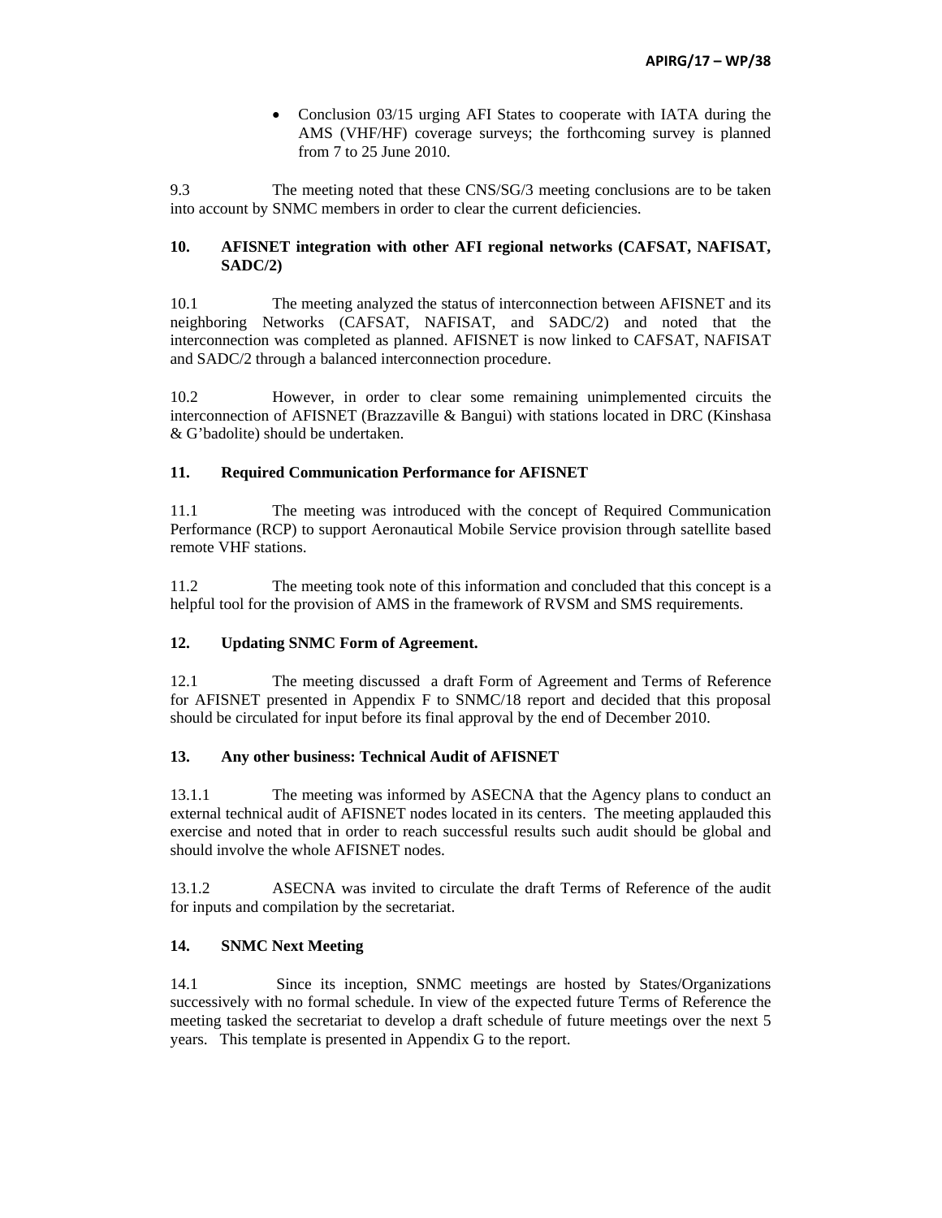- Conclusion 03/15 urging AFI States to cooperate with IATA during the AMS (VHF/HF) coverage surveys; the forthcoming survey is planned from 7 to 25 June 2010.

9.3 The meeting noted that these CNS/SG/3 meeting conclusions are to be taken into account by SNMC members in order to clear the current deficiencies.

**10. AFISNET integration with other AFI regional networks (CAFSAT, NAFISAT, SADC/2)**

10.1 The meeting analyzed the status of interconnection between AFISNET and its neighboring Networks (CAFSAT, NAFISAT, and SADC/2) and noted that the interconnection was completed as planned. AFISNET is now linked to CAFSAT, NAFISAT and SADC/2 through a balanced interconnection procedure.

10.2 However, in order to clear some remaining unimplemented circuits the interconnection of AFISNET (Brazzaville & Bangui) with stations located in DRC (Kinshasa & G'badolite) should be undertaken.

**11. Required Communication Performance for AFISNET**

11.1 The meeting was introduced with the concept of Required Communication Performance (RCP) to support Aeronautical Mobile Service provision through satellite based remote VHF stations.

11.2 The meeting took note of this information and concluded that this concept is a helpful tool for the provision of AMS in the framework of RVSM and SMS requirements.

**12. Updating SNMC Form of Agreement.**

12.1 The meeting discussed a draft Form of Agreement and Terms of Reference for AFISNET presented in Appendix F to SNMC/18 report and decided that this proposal should be circulated for input before its final approval by the end of December 2010.

**13. Any other business: Technical Audit of AFISNET**

13.1.1 The meeting was informed by ASECNA that the Agency plans to conduct an external technical audit of AFISNET nodes located in its centers. The meeting applauded this exercise and noted that in order to reach successful results such audit should be global and should involve the whole AFISNET nodes.

13.1.2 ASECNA was invited to circulate the draft Terms of Reference of the audit for inputs and compilation by the secretariat.

**14. SNMC Next Meeting**

14.1 Since its inception, SNMC meetings are hosted by States/Organizations successively with no formal schedule. In view of the expected future Terms of Reference the meeting tasked the secretariat to develop a draft schedule of future meetings over the next 5 years. This template is presented in Appendix G to the report.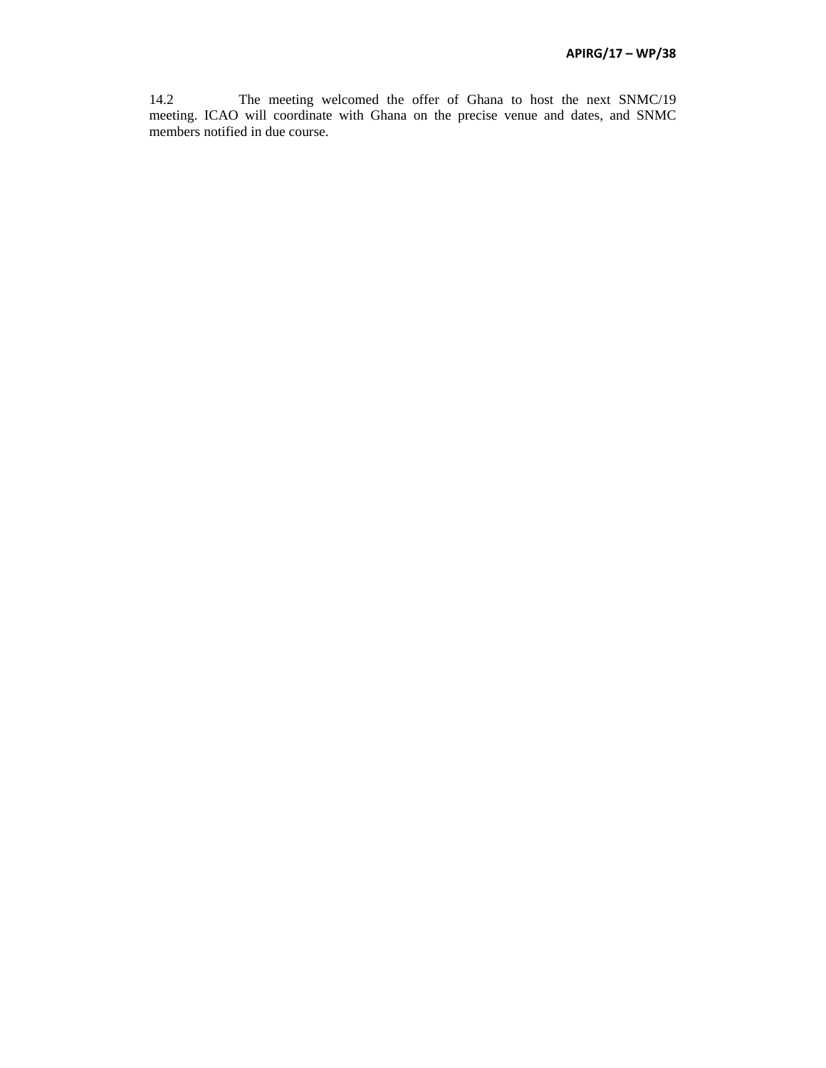14.2 The meeting welcomed the offer of Ghana to host the next SNMC/19 meeting. ICAO will coordinate with Ghana on the precise venue and dates, and SNMC members notified in due course.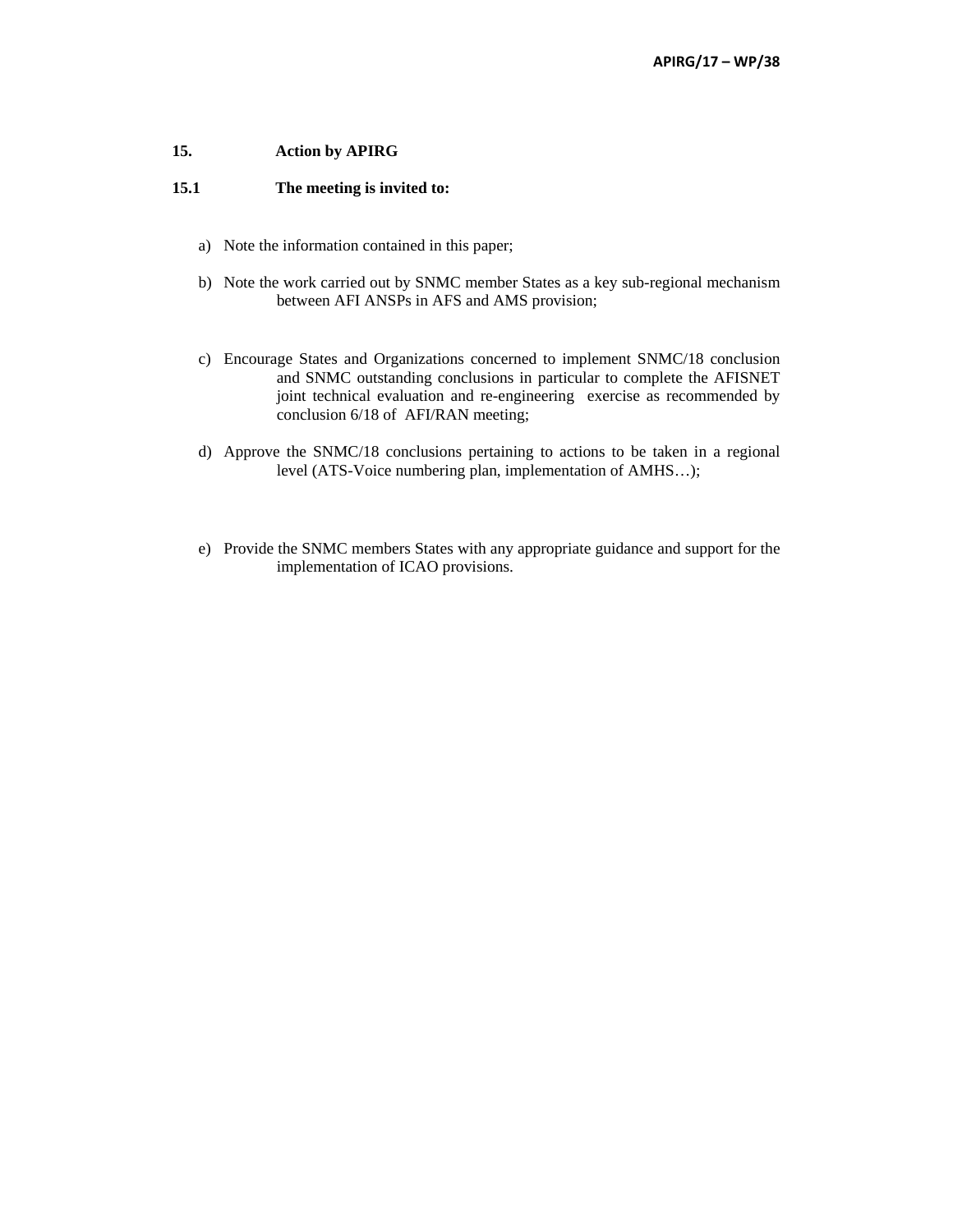## 15. Action by APIRG

### 15.1 The meeting is invited to:

a) Note the information contained in this paper;

b) Note the work carried out by SNMC member States as a key sub-regional mechanism between AFI ANSPs in AFS and AMS provision;

c) Encourage States and Organizations concerned to implement SNMC/18 conclusion and SNMC outstanding conclusions in particular to complete the AFISNET joint technical evaluation and re-engineering exercise as recommended by conclusion 6/18 of AFI/RAN meeting;

d) Approve the SNMC/18 conclusions pertaining to actions to be taken in a regional level (ATS-Voice numbering plan, implementation of AMHS…);

e) Provide the SNMC members States with any appropriate guidance and support for the implementation of ICAO provisions.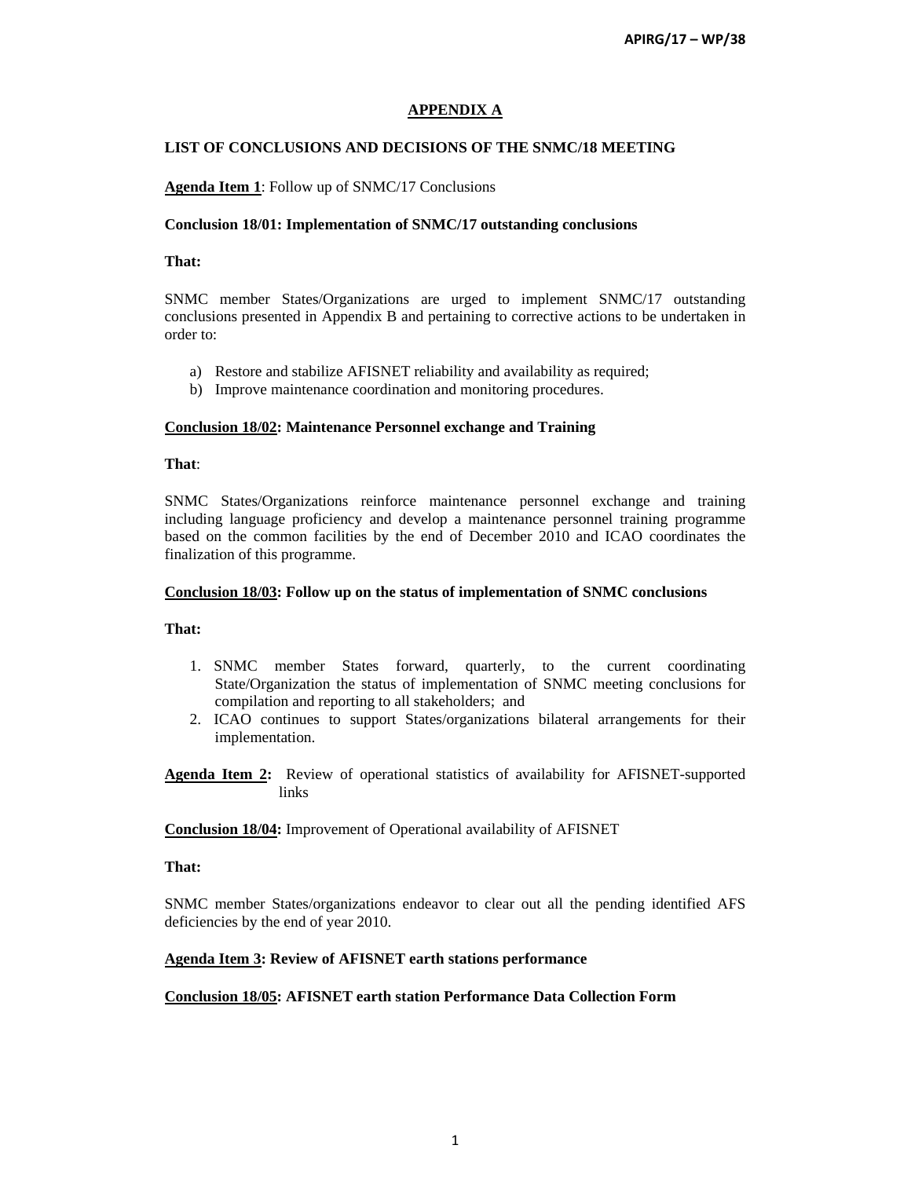## APPENDIX A

### LIST OF CONCLUSIONS AND DECISIONS OF THE SNMC/18 MEETING

**Agenda Item 1**: Follow up of SNMC/17 Conclusions

**Conclusion 18/01: Implementation of SNMC/17 outstanding conclusions**

**That:**

SNMC member States/Organizations are urged to implement SNMC/17 outstanding conclusions presented in Appendix B and pertaining to corrective actions to be undertaken in order to:

a) Restore and stabilize AFISNET reliability and availability as required;
b) Improve maintenance coordination and monitoring procedures.

**Conclusion 18/02: Maintenance Personnel exchange and Training**

**That**:

SNMC States/Organizations reinforce maintenance personnel exchange and training including language proficiency and develop a maintenance personnel training programme based on the common facilities by the end of December 2010 and ICAO coordinates the finalization of this programme.

**Conclusion 18/03: Follow up on the status of implementation of SNMC conclusions**

**That:**

1. SNMC member States forward, quarterly, to the current coordinating State/Organization the status of implementation of SNMC meeting conclusions for compilation and reporting to all stakeholders; and
2. ICAO continues to support States/organizations bilateral arrangements for their implementation.

**Agenda Item 2:** Review of operational statistics of availability for AFISNET-supported links

**Conclusion 18/04:** Improvement of Operational availability of AFISNET

**That:**

SNMC member States/organizations endeavor to clear out all the pending identified AFS deficiencies by the end of year 2010.

**Agenda Item 3: Review of AFISNET earth stations performance**

**Conclusion 18/05: AFISNET earth station Performance Data Collection Form**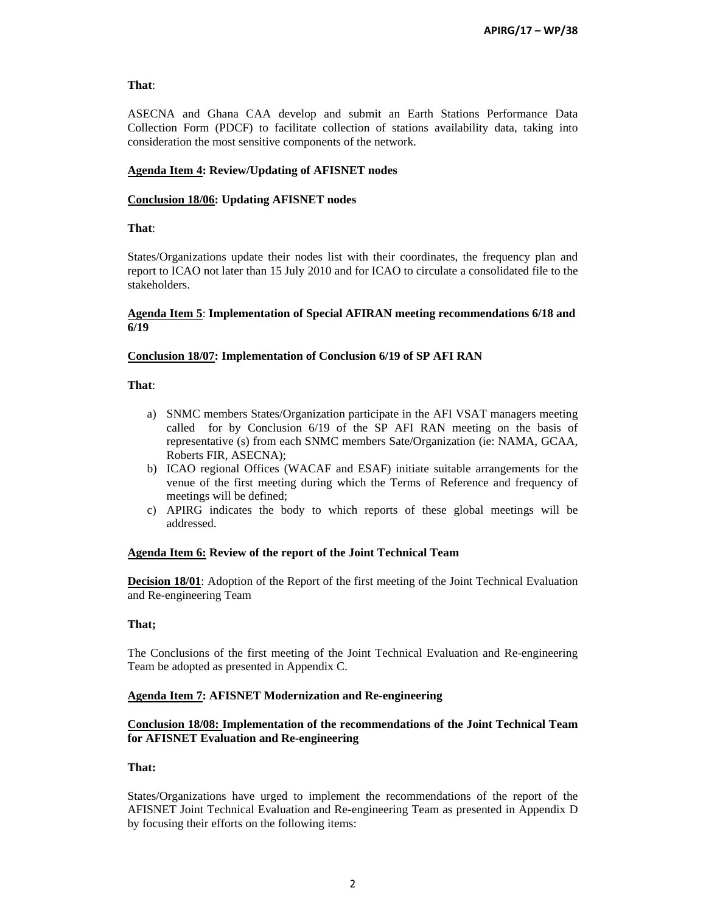**That**:

ASECNA and Ghana CAA develop and submit an Earth Stations Performance Data Collection Form (PDCF) to facilitate collection of stations availability data, taking into consideration the most sensitive components of the network.

**<u>Agenda Item 4</u>: Review/Updating of AFISNET nodes**

**<u>Conclusion 18/06</u>: Updating AFISNET nodes**

**That**:

States/Organizations update their nodes list with their coordinates, the frequency plan and report to ICAO not later than 15 July 2010 and for ICAO to circulate a consolidated file to the stakeholders.

**<u>Agenda Item 5</u>**: **Implementation of Special AFIRAN meeting recommendations 6/18 and 6/19**

**<u>Conclusion 18/07</u>: Implementation of Conclusion 6/19 of SP AFI RAN**

**That**:

a) SNMC members States/Organization participate in the AFI VSAT managers meeting called for by Conclusion 6/19 of the SP AFI RAN meeting on the basis of representative (s) from each SNMC members Sate/Organization (ie: NAMA, GCAA, Roberts FIR, ASECNA);
b) ICAO regional Offices (WACAF and ESAF) initiate suitable arrangements for the venue of the first meeting during which the Terms of Reference and frequency of meetings will be defined;
c) APIRG indicates the body to which reports of these global meetings will be addressed.

**<u>Agenda Item 6:</u> Review of the report of the Joint Technical Team**

**<u>Decision 18/01</u>**: Adoption of the Report of the first meeting of the Joint Technical Evaluation and Re-engineering Team

**That;**

The Conclusions of the first meeting of the Joint Technical Evaluation and Re-engineering Team be adopted as presented in Appendix C.

**<u>Agenda Item 7</u>: AFISNET Modernization and Re-engineering**

**<u>Conclusion 18/08:</u> Implementation of the recommendations of the Joint Technical Team for AFISNET Evaluation and Re-engineering**

**That:**

States/Organizations have urged to implement the recommendations of the report of the AFISNET Joint Technical Evaluation and Re-engineering Team as presented in Appendix D by focusing their efforts on the following items: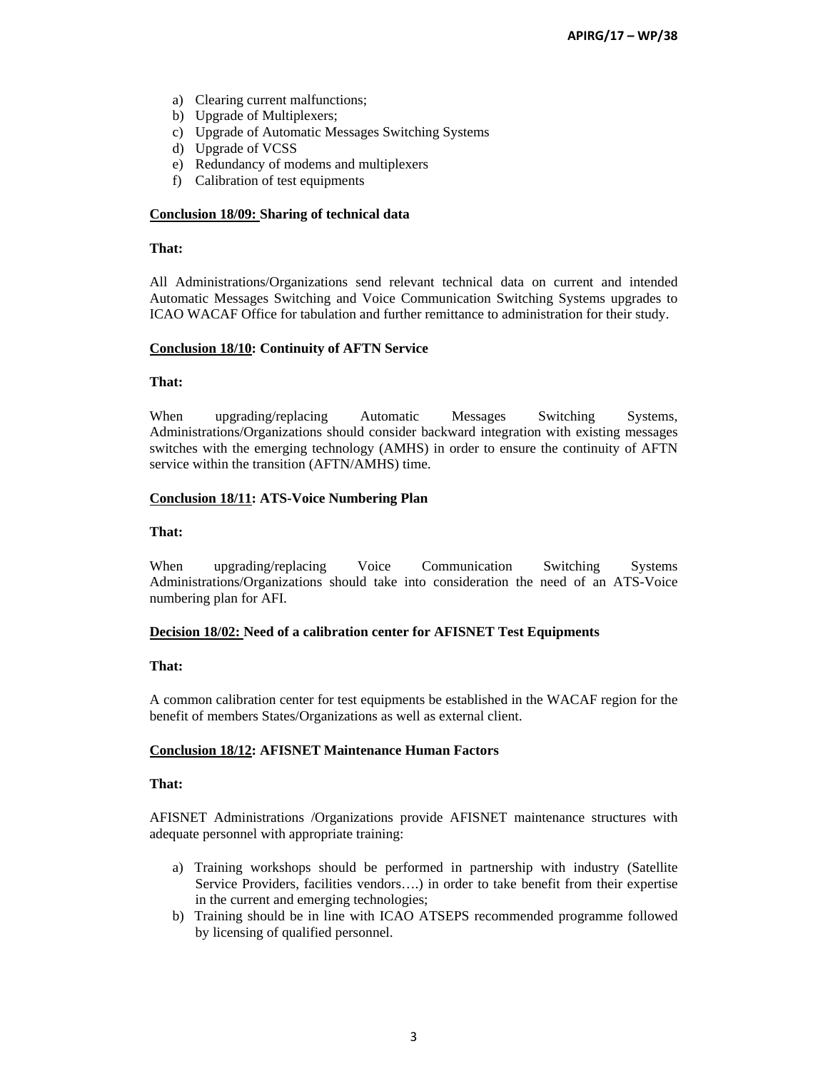a) Clearing current malfunctions;
b) Upgrade of Multiplexers;
c) Upgrade of Automatic Messages Switching Systems
d) Upgrade of VCSS
e) Redundancy of modems and multiplexers
f) Calibration of test equipments

**Conclusion 18/09: Sharing of technical data**

**That:**

All Administrations/Organizations send relevant technical data on current and intended Automatic Messages Switching and Voice Communication Switching Systems upgrades to ICAO WACAF Office for tabulation and further remittance to administration for their study.

**Conclusion 18/10: Continuity of AFTN Service**

**That:**

When upgrading/replacing Automatic Messages Switching Systems, Administrations/Organizations should consider backward integration with existing messages switches with the emerging technology (AMHS) in order to ensure the continuity of AFTN service within the transition (AFTN/AMHS) time.

**Conclusion 18/11: ATS-Voice Numbering Plan**

**That:**

When upgrading/replacing Voice Communication Switching Systems Administrations/Organizations should take into consideration the need of an ATS-Voice numbering plan for AFI.

**Decision 18/02: Need of a calibration center for AFISNET Test Equipments**

**That:**

A common calibration center for test equipments be established in the WACAF region for the benefit of members States/Organizations as well as external client.

**Conclusion 18/12: AFISNET Maintenance Human Factors**

**That:**

AFISNET Administrations /Organizations provide AFISNET maintenance structures with adequate personnel with appropriate training:

a) Training workshops should be performed in partnership with industry (Satellite Service Providers, facilities vendors….) in order to take benefit from their expertise in the current and emerging technologies;
b) Training should be in line with ICAO ATSEPS recommended programme followed by licensing of qualified personnel.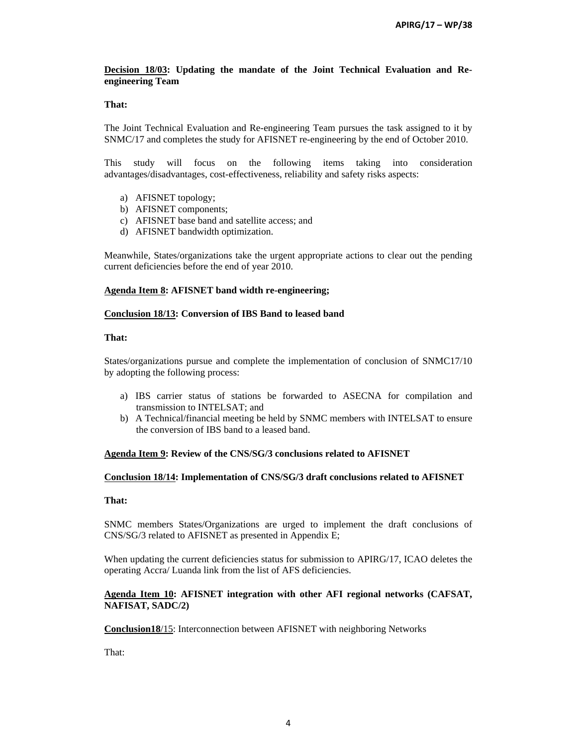**Decision 18/03: Updating the mandate of the Joint Technical Evaluation and Re-engineering Team**

**That:**

The Joint Technical Evaluation and Re-engineering Team pursues the task assigned to it by SNMC/17 and completes the study for AFISNET re-engineering by the end of October 2010.

This study will focus on the following items taking into consideration advantages/disadvantages, cost-effectiveness, reliability and safety risks aspects:

a) AFISNET topology;
b) AFISNET components;
c) AFISNET base band and satellite access; and
d) AFISNET bandwidth optimization.

Meanwhile, States/organizations take the urgent appropriate actions to clear out the pending current deficiencies before the end of year 2010.

**Agenda Item 8: AFISNET band width re-engineering;**

**Conclusion 18/13: Conversion of IBS Band to leased band**

**That:**

States/organizations pursue and complete the implementation of conclusion of SNMC17/10 by adopting the following process:

a) IBS carrier status of stations be forwarded to ASECNA for compilation and transmission to INTELSAT; and
b) A Technical/financial meeting be held by SNMC members with INTELSAT to ensure the conversion of IBS band to a leased band.

**Agenda Item 9: Review of the CNS/SG/3 conclusions related to AFISNET**

**Conclusion 18/14: Implementation of CNS/SG/3 draft conclusions related to AFISNET**

**That:**

SNMC members States/Organizations are urged to implement the draft conclusions of CNS/SG/3 related to AFISNET as presented in Appendix E;

When updating the current deficiencies status for submission to APIRG/17, ICAO deletes the operating Accra/ Luanda link from the list of AFS deficiencies.

**Agenda Item 10: AFISNET integration with other AFI regional networks (CAFSAT, NAFISAT, SADC/2)**

**Conclusion18/15**: Interconnection between AFISNET with neighboring Networks

That: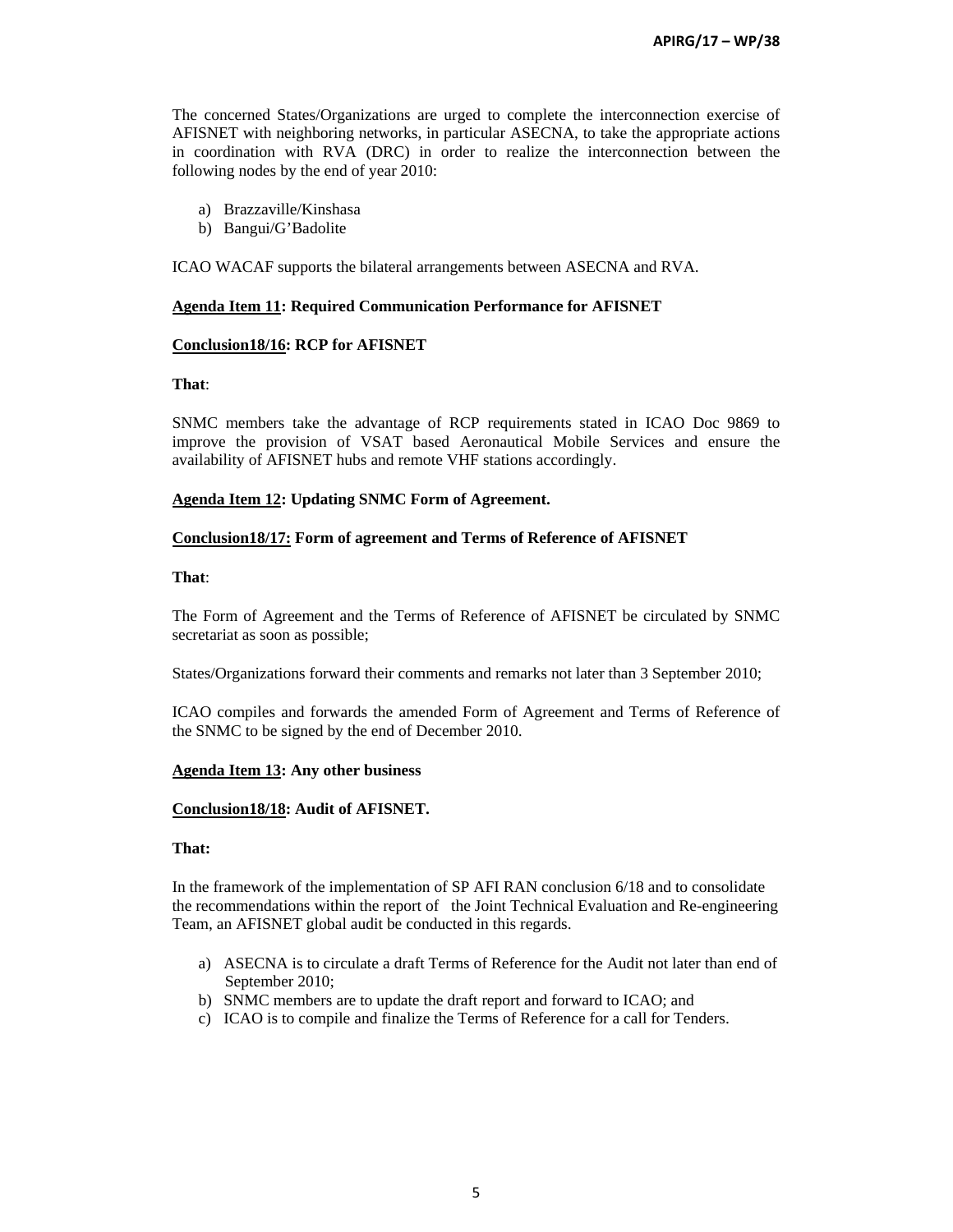The concerned States/Organizations are urged to complete the interconnection exercise of AFISNET with neighboring networks, in particular ASECNA, to take the appropriate actions in coordination with RVA (DRC) in order to realize the interconnection between the following nodes by the end of year 2010:

a) Brazzaville/Kinshasa
b) Bangui/G'Badolite

ICAO WACAF supports the bilateral arrangements between ASECNA and RVA.

**Agenda Item 11: Required Communication Performance for AFISNET**

**Conclusion18/16: RCP for AFISNET**

**That**:

SNMC members take the advantage of RCP requirements stated in ICAO Doc 9869 to improve the provision of VSAT based Aeronautical Mobile Services and ensure the availability of AFISNET hubs and remote VHF stations accordingly.

**Agenda Item 12: Updating SNMC Form of Agreement.**

**Conclusion18/17: Form of agreement and Terms of Reference of AFISNET**

**That**:

The Form of Agreement and the Terms of Reference of AFISNET be circulated by SNMC secretariat as soon as possible;

States/Organizations forward their comments and remarks not later than 3 September 2010;

ICAO compiles and forwards the amended Form of Agreement and Terms of Reference of the SNMC to be signed by the end of December 2010.

**Agenda Item 13: Any other business**

**Conclusion18/18: Audit of AFISNET.**

**That:**

In the framework of the implementation of SP AFI RAN conclusion 6/18 and to consolidate the recommendations within the report of the Joint Technical Evaluation and Re-engineering Team, an AFISNET global audit be conducted in this regards.

a) ASECNA is to circulate a draft Terms of Reference for the Audit not later than end of September 2010;
b) SNMC members are to update the draft report and forward to ICAO; and
c) ICAO is to compile and finalize the Terms of Reference for a call for Tenders.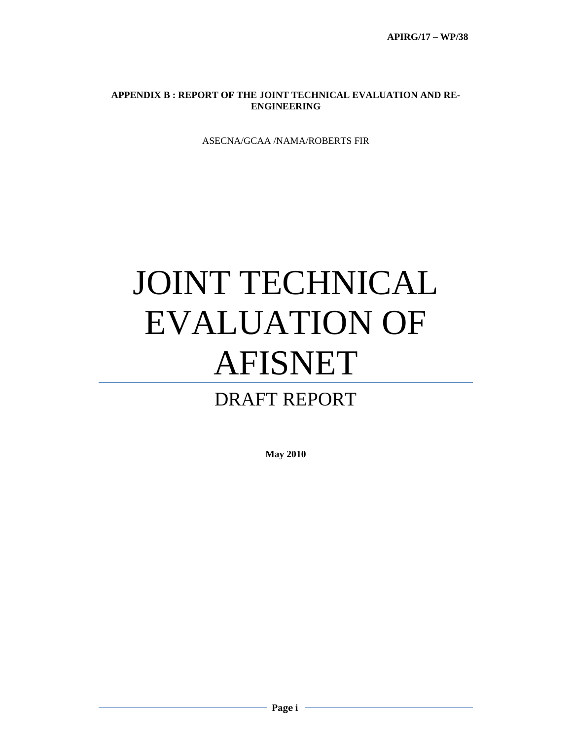**APPENDIX B : REPORT OF THE JOINT TECHNICAL EVALUATION AND RE-ENGINEERING**

ASECNA/GCAA /NAMA/ROBERTS FIR

# JOINT TECHNICAL EVALUATION OF AFISNET

## DRAFT REPORT

**May 2010**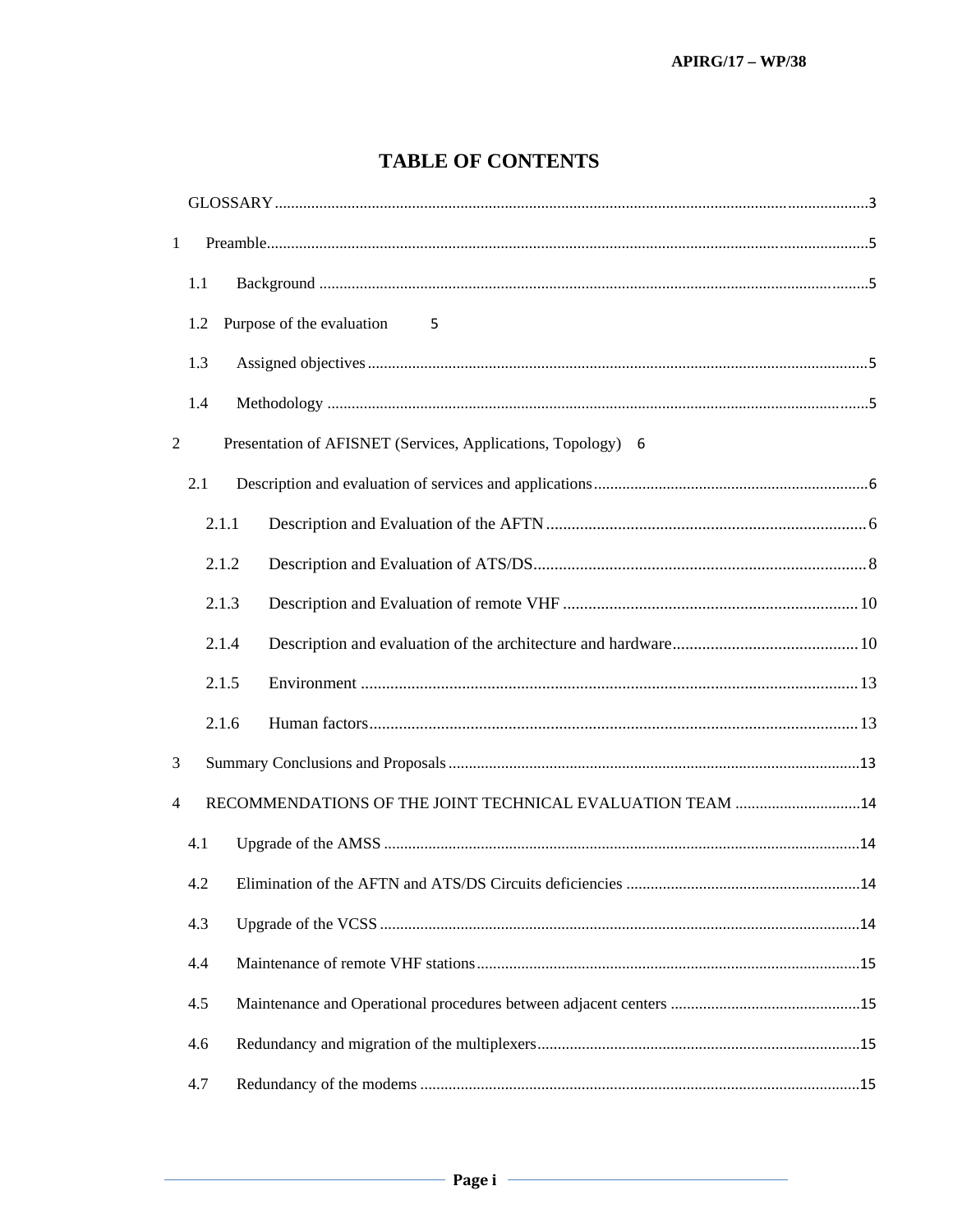# TABLE OF CONTENTS

GLOSSARY ........................................................................................................................ 3

1 Preamble ........................................................................................................................ 5

1.1 Background ........................................................................................................................ 5

1.2 Purpose of the evaluation 5

1.3 Assigned objectives ........................................................................................................................ 5

1.4 Methodology ........................................................................................................................ 5

2 Presentation of AFISNET (Services, Applications, Topology) 6

2.1 Description and evaluation of services and applications ........................................................................................................................ 6

2.1.1 Description and Evaluation of the AFTN ........................................................................................................................ 6

2.1.2 Description and Evaluation of ATS/DS ........................................................................................................................ 8

2.1.3 Description and Evaluation of remote VHF ........................................................................................................................ 10

2.1.4 Description and evaluation of the architecture and hardware ........................................................................................................................ 10

2.1.5 Environment ........................................................................................................................ 13

2.1.6 Human factors ........................................................................................................................ 13

3 Summary Conclusions and Proposals ........................................................................................................................ 13

4 RECOMMENDATIONS OF THE JOINT TECHNICAL EVALUATION TEAM ........................................................................................................................ 14

4.1 Upgrade of the AMSS ........................................................................................................................ 14

4.2 Elimination of the AFTN and ATS/DS Circuits deficiencies ........................................................................................................................ 14

4.3 Upgrade of the VCSS ........................................................................................................................ 14

4.4 Maintenance of remote VHF stations ........................................................................................................................ 15

4.5 Maintenance and Operational procedures between adjacent centers ........................................................................................................................ 15

4.6 Redundancy and migration of the multiplexers ........................................................................................................................ 15

4.7 Redundancy of the modems ........................................................................................................................ 15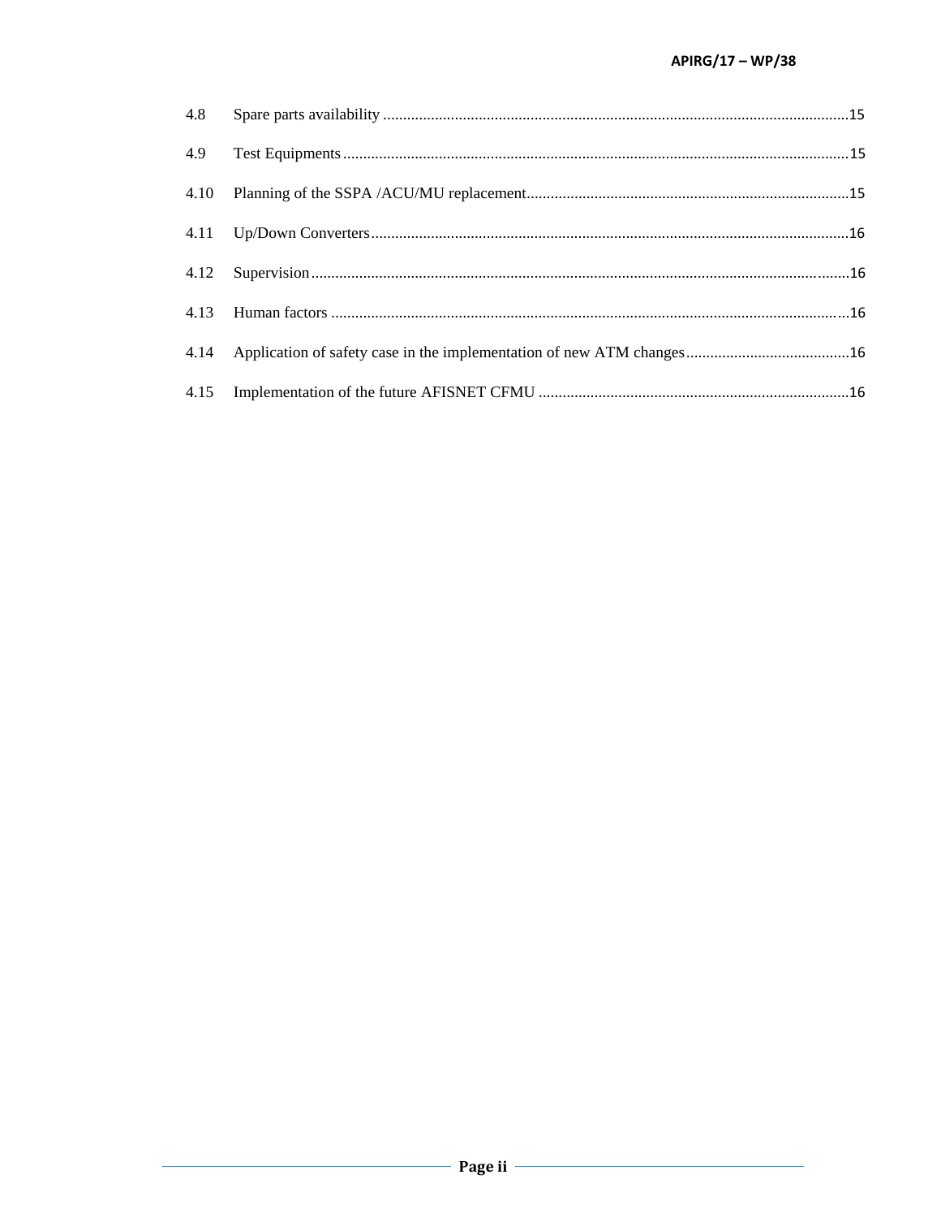4.8 Spare parts availability ....................................................................................................................15

4.9 Test Equipments .............................................................................................................................15

4.10 Planning of the SSPA /ACU/MU replacement................................................................................15

4.11 Up/Down Converters.......................................................................................................................16

4.12 Supervision......................................................................................................................................16

4.13 Human factors .................................................................................................................................16

4.14 Application of safety case in the implementation of new ATM changes.........................................16

4.15 Implementation of the future AFISNET CFMU .............................................................................16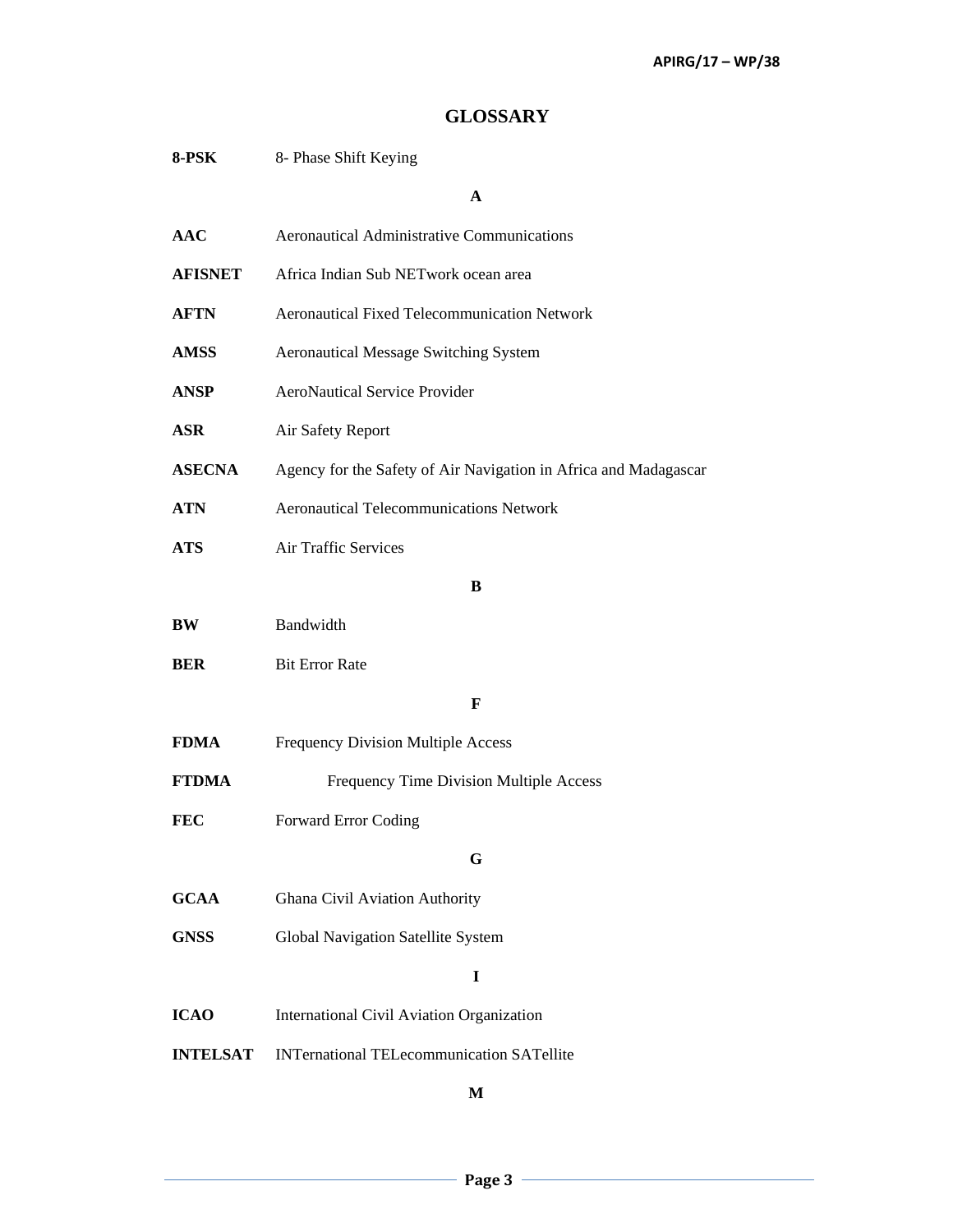## GLOSSARY

**8-PSK** 8- Phase Shift Keying

**A**

**AAC** Aeronautical Administrative Communications

**AFISNET** Africa Indian Sub NETwork ocean area

**AFTN** Aeronautical Fixed Telecommunication Network

**AMSS** Aeronautical Message Switching System

**ANSP** AeroNautical Service Provider

**ASR** Air Safety Report

**ASECNA** Agency for the Safety of Air Navigation in Africa and Madagascar

**ATN** Aeronautical Telecommunications Network

**ATS** Air Traffic Services

**B**

**BW** Bandwidth

**BER** Bit Error Rate

**F**

**FDMA** Frequency Division Multiple Access

**FTDMA** Frequency Time Division Multiple Access

**FEC** Forward Error Coding

**G**

**GCAA** Ghana Civil Aviation Authority

**GNSS** Global Navigation Satellite System

**I**

**ICAO** International Civil Aviation Organization

**INTELSAT** INTernational TELecommunication SATellite

**M**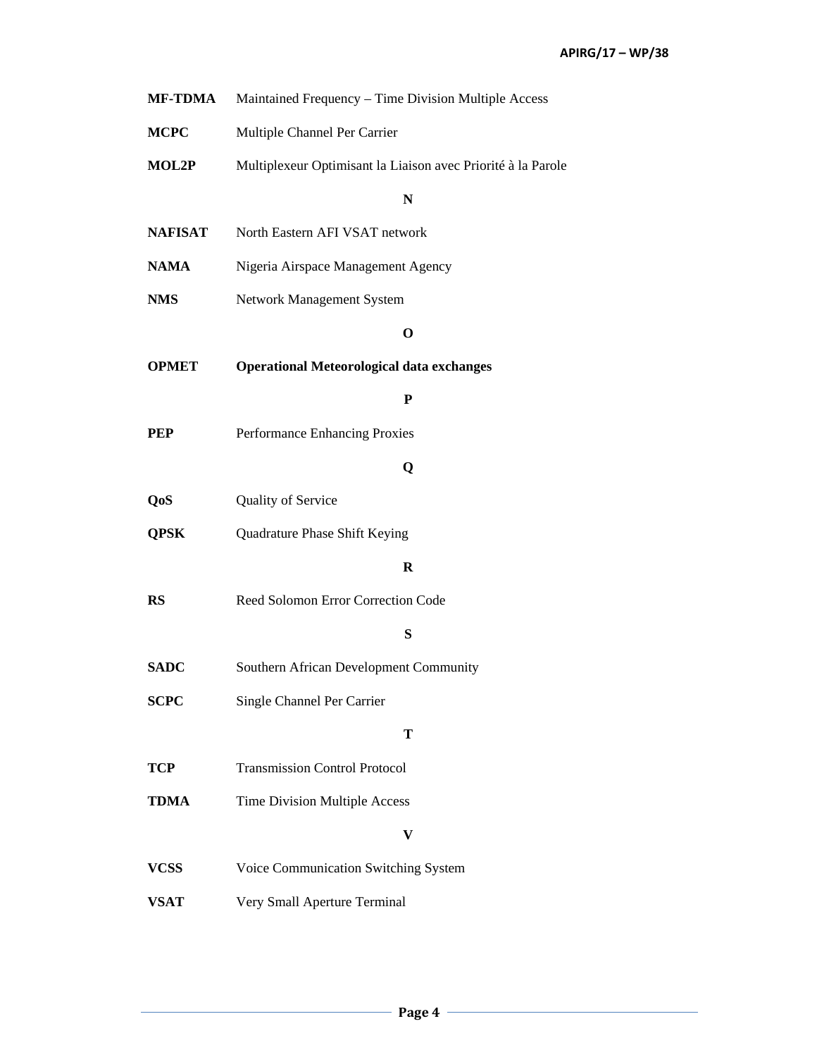**MF-TDMA** Maintained Frequency – Time Division Multiple Access

**MCPC** Multiple Channel Per Carrier

**MOL2P** Multiplexeur Optimisant la Liaison avec Priorité à la Parole

**N**

**NAFISAT** North Eastern AFI VSAT network

**NAMA** Nigeria Airspace Management Agency

**NMS** Network Management System

**O**

**OPMET** **Operational Meteorological data exchanges**

**P**

**PEP** Performance Enhancing Proxies

**Q**

**QoS** Quality of Service

**QPSK** Quadrature Phase Shift Keying

**R**

**RS** Reed Solomon Error Correction Code

**S**

**SADC** Southern African Development Community

**SCPC** Single Channel Per Carrier

**T**

**TCP** Transmission Control Protocol

**TDMA** Time Division Multiple Access

**V**

**VCSS** Voice Communication Switching System

**VSAT** Very Small Aperture Terminal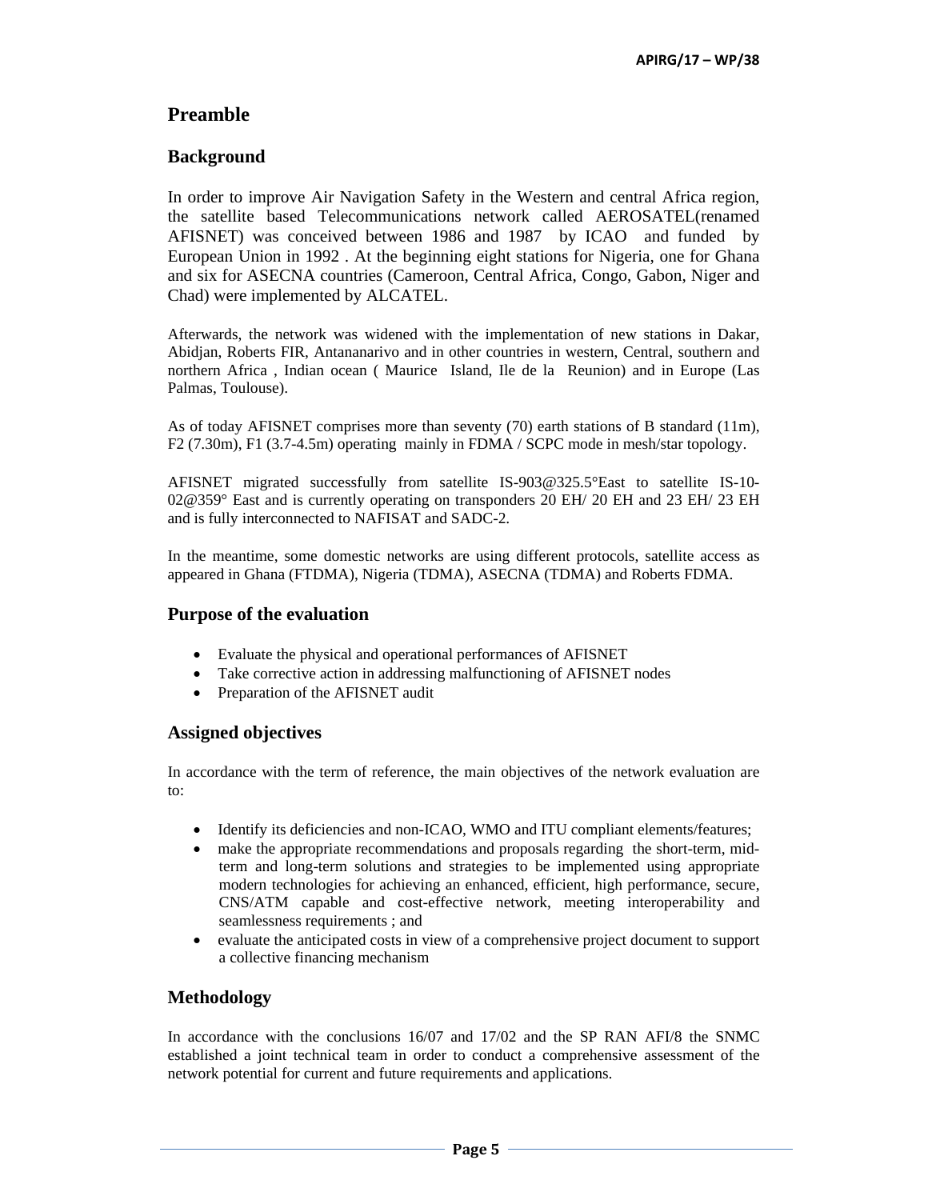## Preamble

### Background

In order to improve Air Navigation Safety in the Western and central Africa region, the satellite based Telecommunications network called AEROSATEL(renamed AFISNET) was conceived between 1986 and 1987 by ICAO and funded by European Union in 1992 . At the beginning eight stations for Nigeria, one for Ghana and six for ASECNA countries (Cameroon, Central Africa, Congo, Gabon, Niger and Chad) were implemented by ALCATEL.

Afterwards, the network was widened with the implementation of new stations in Dakar, Abidjan, Roberts FIR, Antananarivo and in other countries in western, Central, southern and northern Africa , Indian ocean ( Maurice Island, Ile de la Reunion) and in Europe (Las Palmas, Toulouse).

As of today AFISNET comprises more than seventy (70) earth stations of B standard (11m), F2 (7.30m), F1 (3.7-4.5m) operating mainly in FDMA / SCPC mode in mesh/star topology.

AFISNET migrated successfully from satellite IS-903@325.5°East to satellite IS-10-02@359° East and is currently operating on transponders 20 EH/ 20 EH and 23 EH/ 23 EH and is fully interconnected to NAFISAT and SADC-2.

In the meantime, some domestic networks are using different protocols, satellite access as appeared in Ghana (FTDMA), Nigeria (TDMA), ASECNA (TDMA) and Roberts FDMA.

### Purpose of the evaluation

- Evaluate the physical and operational performances of AFISNET
- Take corrective action in addressing malfunctioning of AFISNET nodes
- Preparation of the AFISNET audit

### Assigned objectives

In accordance with the term of reference, the main objectives of the network evaluation are to:

- Identify its deficiencies and non-ICAO, WMO and ITU compliant elements/features;
- make the appropriate recommendations and proposals regarding the short-term, mid-term and long-term solutions and strategies to be implemented using appropriate modern technologies for achieving an enhanced, efficient, high performance, secure, CNS/ATM capable and cost-effective network, meeting interoperability and seamlessness requirements ; and
- evaluate the anticipated costs in view of a comprehensive project document to support a collective financing mechanism

### Methodology

In accordance with the conclusions 16/07 and 17/02 and the SP RAN AFI/8 the SNMC established a joint technical team in order to conduct a comprehensive assessment of the network potential for current and future requirements and applications.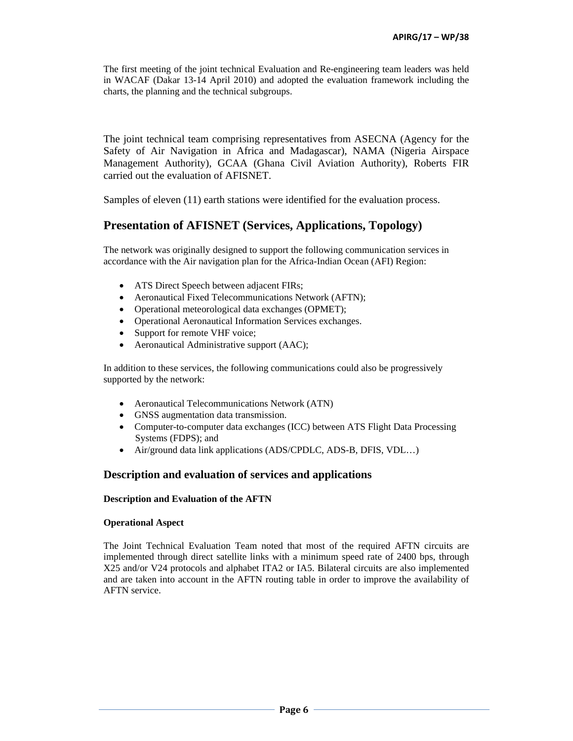The first meeting of the joint technical Evaluation and Re-engineering team leaders was held in WACAF (Dakar 13-14 April 2010) and adopted the evaluation framework including the charts, the planning and the technical subgroups.

The joint technical team comprising representatives from ASECNA (Agency for the Safety of Air Navigation in Africa and Madagascar), NAMA (Nigeria Airspace Management Authority), GCAA (Ghana Civil Aviation Authority), Roberts FIR carried out the evaluation of AFISNET.

Samples of eleven (11) earth stations were identified for the evaluation process.

## Presentation of AFISNET (Services, Applications, Topology)

The network was originally designed to support the following communication services in accordance with the Air navigation plan for the Africa-Indian Ocean (AFI) Region:

- ATS Direct Speech between adjacent FIRs;
- Aeronautical Fixed Telecommunications Network (AFTN);
- Operational meteorological data exchanges (OPMET);
- Operational Aeronautical Information Services exchanges.
- Support for remote VHF voice;
- Aeronautical Administrative support (AAC);

In addition to these services, the following communications could also be progressively supported by the network:

- Aeronautical Telecommunications Network (ATN)
- GNSS augmentation data transmission.
- Computer-to-computer data exchanges (ICC) between ATS Flight Data Processing Systems (FDPS); and
- Air/ground data link applications (ADS/CPDLC, ADS-B, DFIS, VDL…)

### Description and evaluation of services and applications

**Description and Evaluation of the AFTN**

**Operational Aspect**

The Joint Technical Evaluation Team noted that most of the required AFTN circuits are implemented through direct satellite links with a minimum speed rate of 2400 bps, through X25 and/or V24 protocols and alphabet ITA2 or IA5. Bilateral circuits are also implemented and are taken into account in the AFTN routing table in order to improve the availability of AFTN service.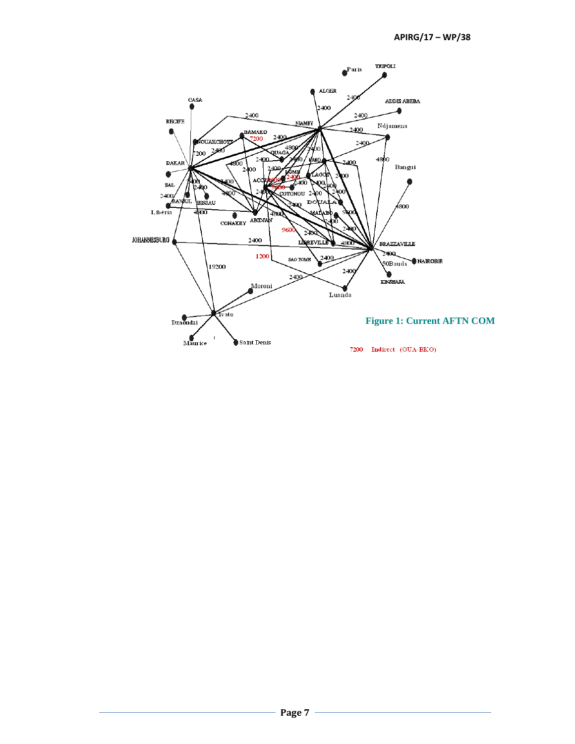Figure 1: Current AFTN COM

7200 Indirect (OUA-BKO)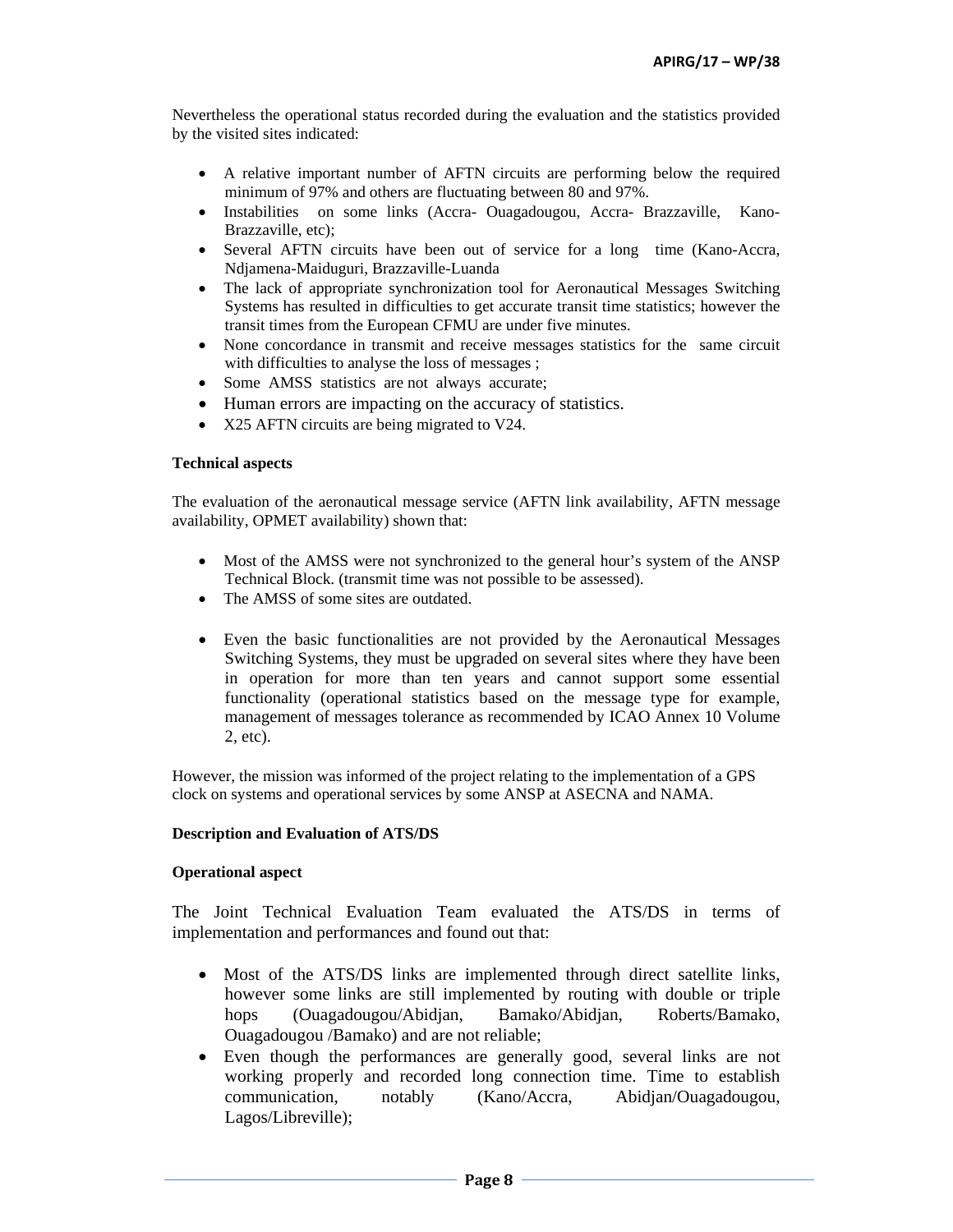Nevertheless the operational status recorded during the evaluation and the statistics provided by the visited sites indicated:

- A relative important number of AFTN circuits are performing below the required minimum of 97% and others are fluctuating between 80 and 97%.
- Instabilities on some links (Accra- Ouagadougou, Accra- Brazzaville, Kano-Brazzaville, etc);
- Several AFTN circuits have been out of service for a long time (Kano-Accra, Ndjamena-Maiduguri, Brazzaville-Luanda
- The lack of appropriate synchronization tool for Aeronautical Messages Switching Systems has resulted in difficulties to get accurate transit time statistics; however the transit times from the European CFMU are under five minutes.
- None concordance in transmit and receive messages statistics for the same circuit with difficulties to analyse the loss of messages ;
- Some AMSS statistics are not always accurate;
- Human errors are impacting on the accuracy of statistics.
- X25 AFTN circuits are being migrated to V24.

**Technical aspects**

The evaluation of the aeronautical message service (AFTN link availability, AFTN message availability, OPMET availability) shown that:

- Most of the AMSS were not synchronized to the general hour's system of the ANSP Technical Block. (transmit time was not possible to be assessed).
- The AMSS of some sites are outdated.
- Even the basic functionalities are not provided by the Aeronautical Messages Switching Systems, they must be upgraded on several sites where they have been in operation for more than ten years and cannot support some essential functionality (operational statistics based on the message type for example, management of messages tolerance as recommended by ICAO Annex 10 Volume 2, etc).

However, the mission was informed of the project relating to the implementation of a GPS clock on systems and operational services by some ANSP at ASECNA and NAMA.

**Description and Evaluation of ATS/DS**

**Operational aspect**

The Joint Technical Evaluation Team evaluated the ATS/DS in terms of implementation and performances and found out that:

- Most of the ATS/DS links are implemented through direct satellite links, however some links are still implemented by routing with double or triple hops (Ouagadougou/Abidjan, Bamako/Abidjan, Roberts/Bamako, Ouagadougou /Bamako) and are not reliable;
- Even though the performances are generally good, several links are not working properly and recorded long connection time. Time to establish communication, notably (Kano/Accra, Abidjan/Ouagadougou, Lagos/Libreville);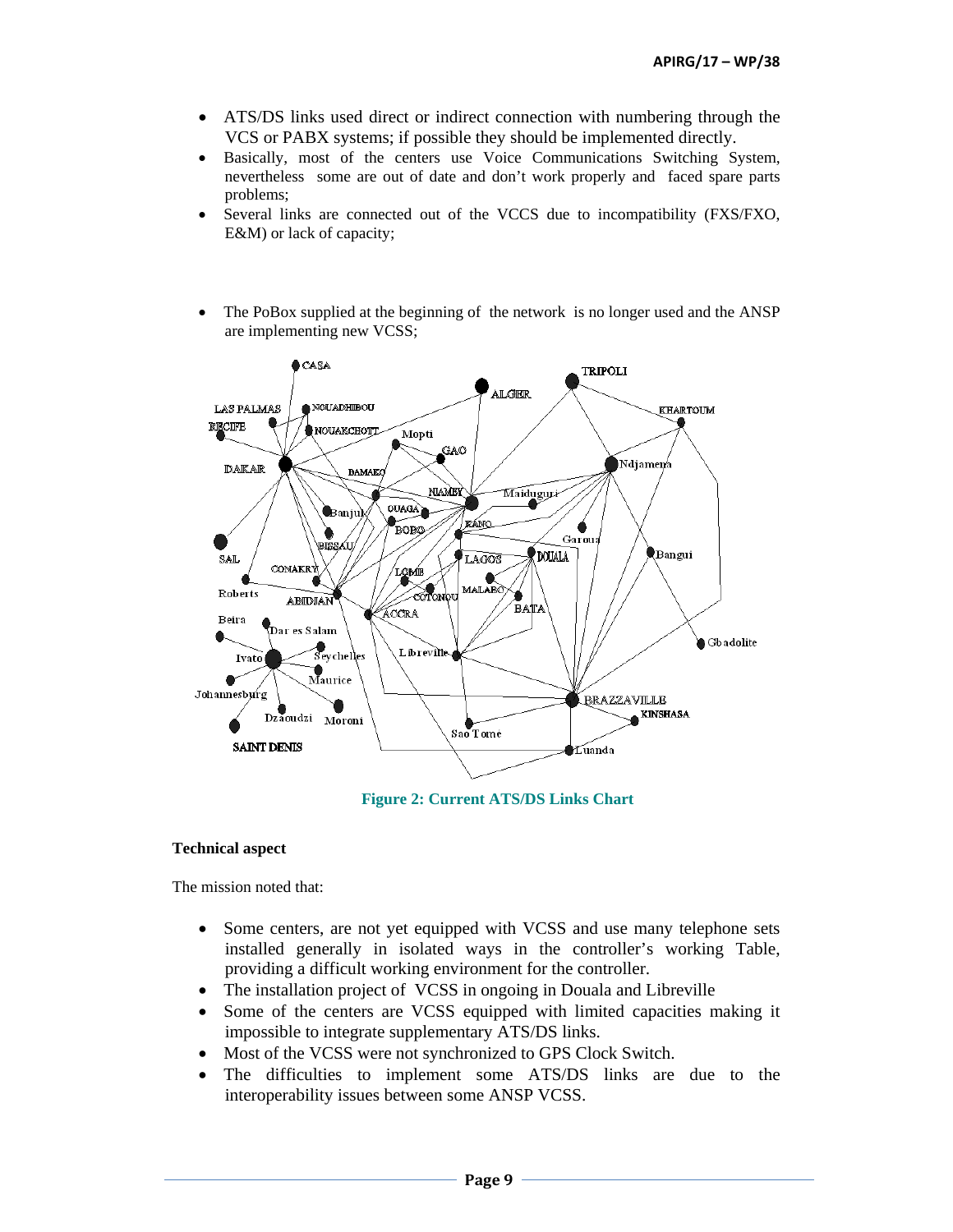- ATS/DS links used direct or indirect connection with numbering through the VCS or PABX systems; if possible they should be implemented directly.
- Basically, most of the centers use Voice Communications Switching System, nevertheless some are out of date and don't work properly and faced spare parts problems;
- Several links are connected out of the VCCS due to incompatibility (FXS/FXO, E&M) or lack of capacity;

- The PoBox supplied at the beginning of the network is no longer used and the ANSP are implementing new VCSS;

**Figure 2: Current ATS/DS Links Chart**

**Technical aspect**

The mission noted that:

- Some centers, are not yet equipped with VCSS and use many telephone sets installed generally in isolated ways in the controller's working Table, providing a difficult working environment for the controller.
- The installation project of VCSS in ongoing in Douala and Libreville
- Some of the centers are VCSS equipped with limited capacities making it impossible to integrate supplementary ATS/DS links.
- Most of the VCSS were not synchronized to GPS Clock Switch.
- The difficulties to implement some ATS/DS links are due to the interoperability issues between some ANSP VCSS.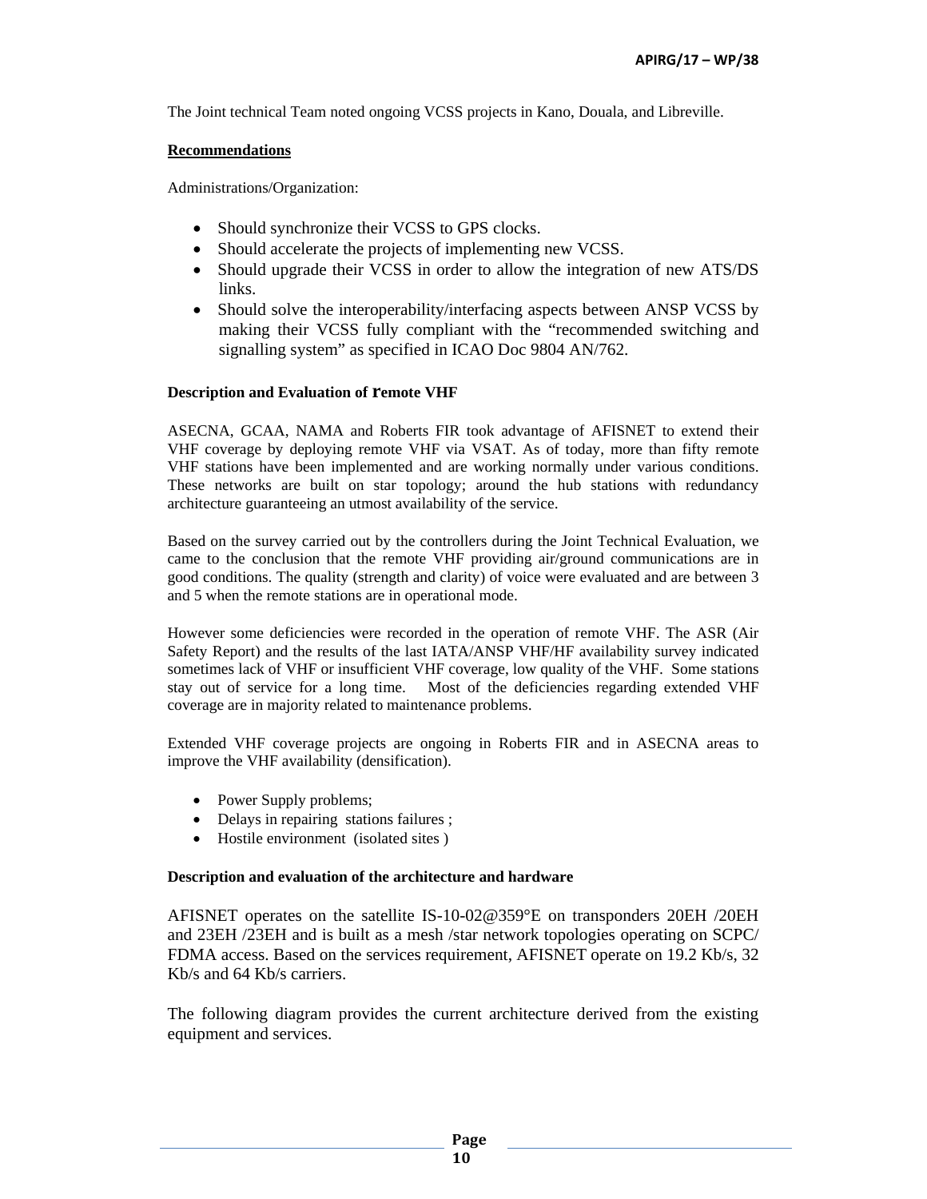The Joint technical Team noted ongoing VCSS projects in Kano, Douala, and Libreville.

**Recommendations**

Administrations/Organization:

- Should synchronize their VCSS to GPS clocks.
- Should accelerate the projects of implementing new VCSS.
- Should upgrade their VCSS in order to allow the integration of new ATS/DS links.
- Should solve the interoperability/interfacing aspects between ANSP VCSS by making their VCSS fully compliant with the "recommended switching and signalling system" as specified in ICAO Doc 9804 AN/762.

**Description and Evaluation of remote VHF**

ASECNA, GCAA, NAMA and Roberts FIR took advantage of AFISNET to extend their VHF coverage by deploying remote VHF via VSAT. As of today, more than fifty remote VHF stations have been implemented and are working normally under various conditions. These networks are built on star topology; around the hub stations with redundancy architecture guaranteeing an utmost availability of the service.

Based on the survey carried out by the controllers during the Joint Technical Evaluation, we came to the conclusion that the remote VHF providing air/ground communications are in good conditions. The quality (strength and clarity) of voice were evaluated and are between 3 and 5 when the remote stations are in operational mode.

However some deficiencies were recorded in the operation of remote VHF. The ASR (Air Safety Report) and the results of the last IATA/ANSP VHF/HF availability survey indicated sometimes lack of VHF or insufficient VHF coverage, low quality of the VHF. Some stations stay out of service for a long time. Most of the deficiencies regarding extended VHF coverage are in majority related to maintenance problems.

Extended VHF coverage projects are ongoing in Roberts FIR and in ASECNA areas to improve the VHF availability (densification).

- Power Supply problems;
- Delays in repairing stations failures ;
- Hostile environment (isolated sites )

**Description and evaluation of the architecture and hardware**

AFISNET operates on the satellite IS-10-02@359°E on transponders 20EH /20EH and 23EH /23EH and is built as a mesh /star network topologies operating on SCPC/ FDMA access. Based on the services requirement, AFISNET operate on 19.2 Kb/s, 32 Kb/s and 64 Kb/s carriers.

The following diagram provides the current architecture derived from the existing equipment and services.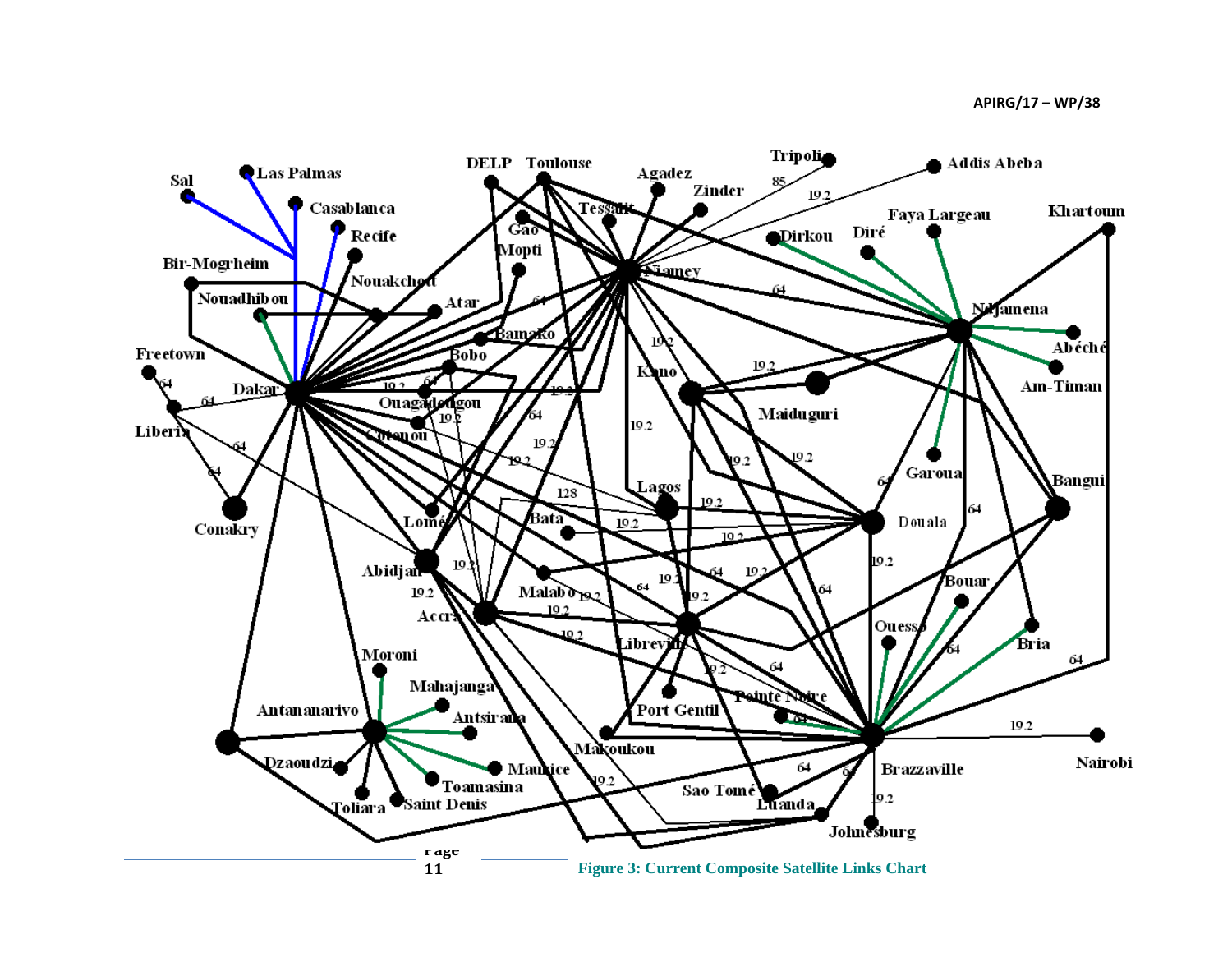**Figure 3: Current Composite Satellite Links Chart**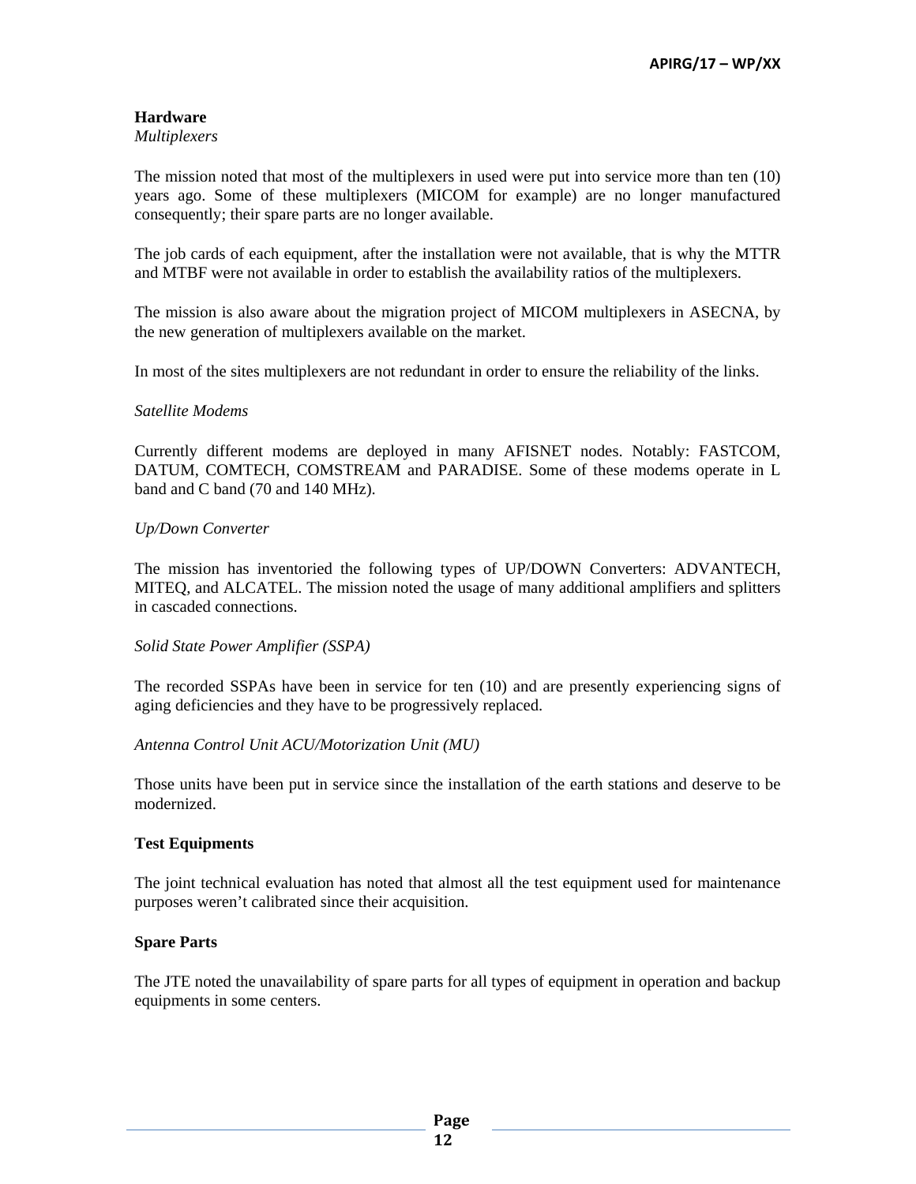**Hardware**

*Multiplexers*

The mission noted that most of the multiplexers in used were put into service more than ten (10) years ago. Some of these multiplexers (MICOM for example) are no longer manufactured consequently; their spare parts are no longer available.

The job cards of each equipment, after the installation were not available, that is why the MTTR and MTBF were not available in order to establish the availability ratios of the multiplexers.

The mission is also aware about the migration project of MICOM multiplexers in ASECNA, by the new generation of multiplexers available on the market.

In most of the sites multiplexers are not redundant in order to ensure the reliability of the links.

*Satellite Modems*

Currently different modems are deployed in many AFISNET nodes. Notably: FASTCOM, DATUM, COMTECH, COMSTREAM and PARADISE. Some of these modems operate in L band and C band (70 and 140 MHz).

*Up/Down Converter*

The mission has inventoried the following types of UP/DOWN Converters: ADVANTECH, MITEQ, and ALCATEL. The mission noted the usage of many additional amplifiers and splitters in cascaded connections.

*Solid State Power Amplifier (SSPA)*

The recorded SSPAs have been in service for ten (10) and are presently experiencing signs of aging deficiencies and they have to be progressively replaced.

*Antenna Control Unit ACU/Motorization Unit (MU)*

Those units have been put in service since the installation of the earth stations and deserve to be modernized.

**Test Equipments**

The joint technical evaluation has noted that almost all the test equipment used for maintenance purposes weren't calibrated since their acquisition.

**Spare Parts**

The JTE noted the unavailability of spare parts for all types of equipment in operation and backup equipments in some centers.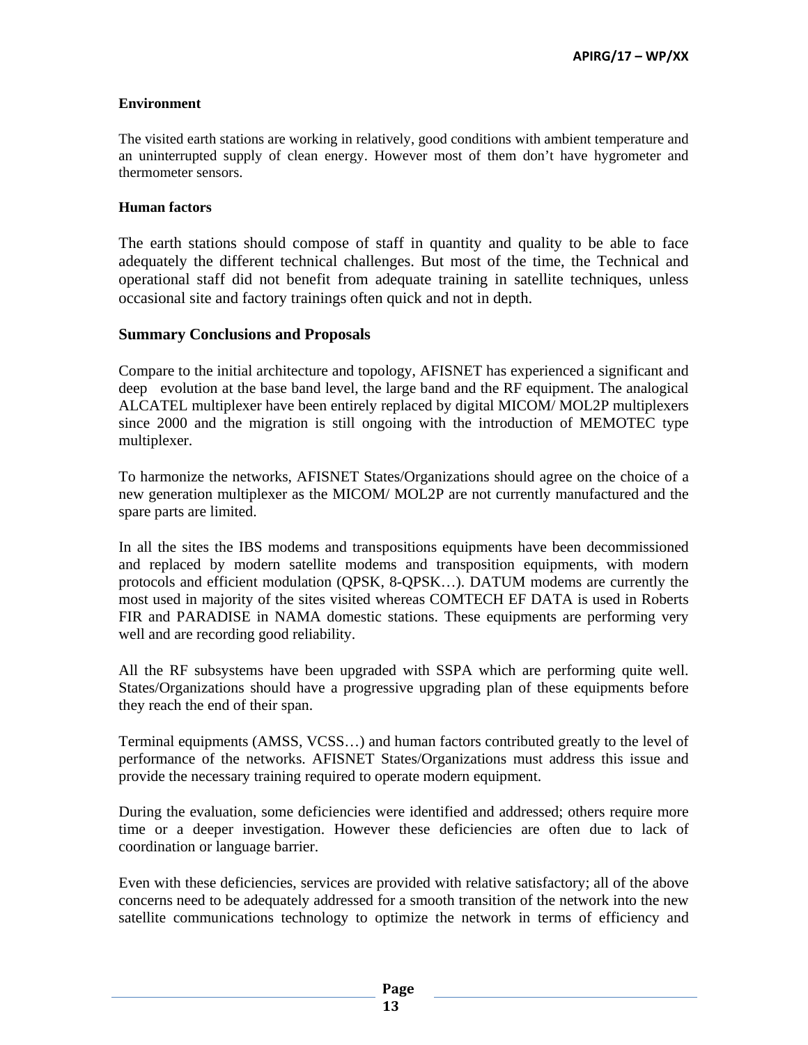**Environment**

The visited earth stations are working in relatively, good conditions with ambient temperature and an uninterrupted supply of clean energy. However most of them don't have hygrometer and thermometer sensors.

**Human factors**

The earth stations should compose of staff in quantity and quality to be able to face adequately the different technical challenges. But most of the time, the Technical and operational staff did not benefit from adequate training in satellite techniques, unless occasional site and factory trainings often quick and not in depth.

## Summary Conclusions and Proposals

Compare to the initial architecture and topology, AFISNET has experienced a significant and deep evolution at the base band level, the large band and the RF equipment. The analogical ALCATEL multiplexer have been entirely replaced by digital MICOM/ MOL2P multiplexers since 2000 and the migration is still ongoing with the introduction of MEMOTEC type multiplexer.

To harmonize the networks, AFISNET States/Organizations should agree on the choice of a new generation multiplexer as the MICOM/ MOL2P are not currently manufactured and the spare parts are limited.

In all the sites the IBS modems and transpositions equipments have been decommissioned and replaced by modern satellite modems and transposition equipments, with modern protocols and efficient modulation (QPSK, 8-QPSK…). DATUM modems are currently the most used in majority of the sites visited whereas COMTECH EF DATA is used in Roberts FIR and PARADISE in NAMA domestic stations. These equipments are performing very well and are recording good reliability.

All the RF subsystems have been upgraded with SSPA which are performing quite well. States/Organizations should have a progressive upgrading plan of these equipments before they reach the end of their span.

Terminal equipments (AMSS, VCSS…) and human factors contributed greatly to the level of performance of the networks. AFISNET States/Organizations must address this issue and provide the necessary training required to operate modern equipment.

During the evaluation, some deficiencies were identified and addressed; others require more time or a deeper investigation. However these deficiencies are often due to lack of coordination or language barrier.

Even with these deficiencies, services are provided with relative satisfactory; all of the above concerns need to be adequately addressed for a smooth transition of the network into the new satellite communications technology to optimize the network in terms of efficiency and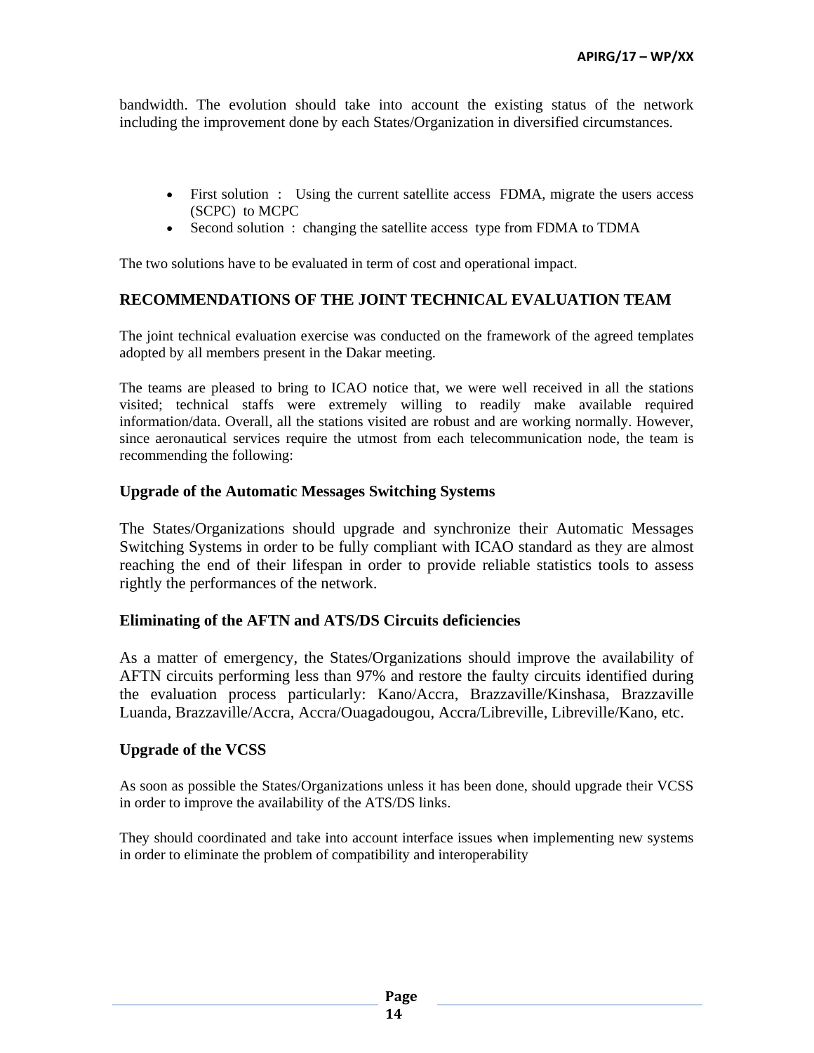bandwidth. The evolution should take into account the existing status of the network including the improvement done by each States/Organization in diversified circumstances.

- First solution : Using the current satellite access FDMA, migrate the users access (SCPC) to MCPC
- Second solution : changing the satellite access type from FDMA to TDMA

The two solutions have to be evaluated in term of cost and operational impact.

### RECOMMENDATIONS OF THE JOINT TECHNICAL EVALUATION TEAM

The joint technical evaluation exercise was conducted on the framework of the agreed templates adopted by all members present in the Dakar meeting.

The teams are pleased to bring to ICAO notice that, we were well received in all the stations visited; technical staffs were extremely willing to readily make available required information/data. Overall, all the stations visited are robust and are working normally. However, since aeronautical services require the utmost from each telecommunication node, the team is recommending the following:

### Upgrade of the Automatic Messages Switching Systems

The States/Organizations should upgrade and synchronize their Automatic Messages Switching Systems in order to be fully compliant with ICAO standard as they are almost reaching the end of their lifespan in order to provide reliable statistics tools to assess rightly the performances of the network.

### Eliminating of the AFTN and ATS/DS Circuits deficiencies

As a matter of emergency, the States/Organizations should improve the availability of AFTN circuits performing less than 97% and restore the faulty circuits identified during the evaluation process particularly: Kano/Accra, Brazzaville/Kinshasa, Brazzaville Luanda, Brazzaville/Accra, Accra/Ouagadougou, Accra/Libreville, Libreville/Kano, etc.

### Upgrade of the VCSS

As soon as possible the States/Organizations unless it has been done, should upgrade their VCSS in order to improve the availability of the ATS/DS links.

They should coordinated and take into account interface issues when implementing new systems in order to eliminate the problem of compatibility and interoperability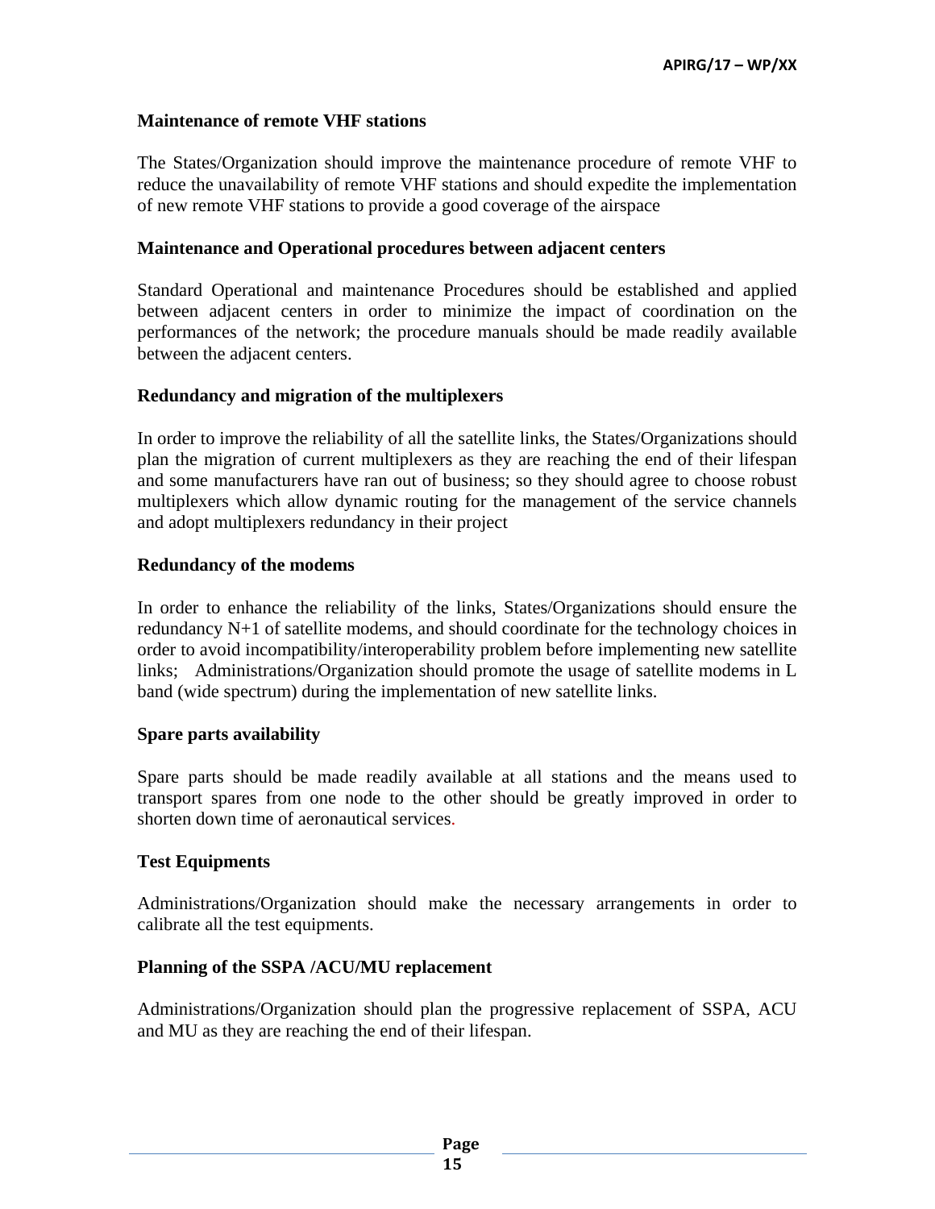**Maintenance of remote VHF stations**

The States/Organization should improve the maintenance procedure of remote VHF to reduce the unavailability of remote VHF stations and should expedite the implementation of new remote VHF stations to provide a good coverage of the airspace

**Maintenance and Operational procedures between adjacent centers**

Standard Operational and maintenance Procedures should be established and applied between adjacent centers in order to minimize the impact of coordination on the performances of the network; the procedure manuals should be made readily available between the adjacent centers.

**Redundancy and migration of the multiplexers**

In order to improve the reliability of all the satellite links, the States/Organizations should plan the migration of current multiplexers as they are reaching the end of their lifespan and some manufacturers have ran out of business; so they should agree to choose robust multiplexers which allow dynamic routing for the management of the service channels and adopt multiplexers redundancy in their project

**Redundancy of the modems**

In order to enhance the reliability of the links, States/Organizations should ensure the redundancy N+1 of satellite modems, and should coordinate for the technology choices in order to avoid incompatibility/interoperability problem before implementing new satellite links; Administrations/Organization should promote the usage of satellite modems in L band (wide spectrum) during the implementation of new satellite links.

**Spare parts availability**

Spare parts should be made readily available at all stations and the means used to transport spares from one node to the other should be greatly improved in order to shorten down time of aeronautical services.

**Test Equipments**

Administrations/Organization should make the necessary arrangements in order to calibrate all the test equipments.

**Planning of the SSPA /ACU/MU replacement**

Administrations/Organization should plan the progressive replacement of SSPA, ACU and MU as they are reaching the end of their lifespan.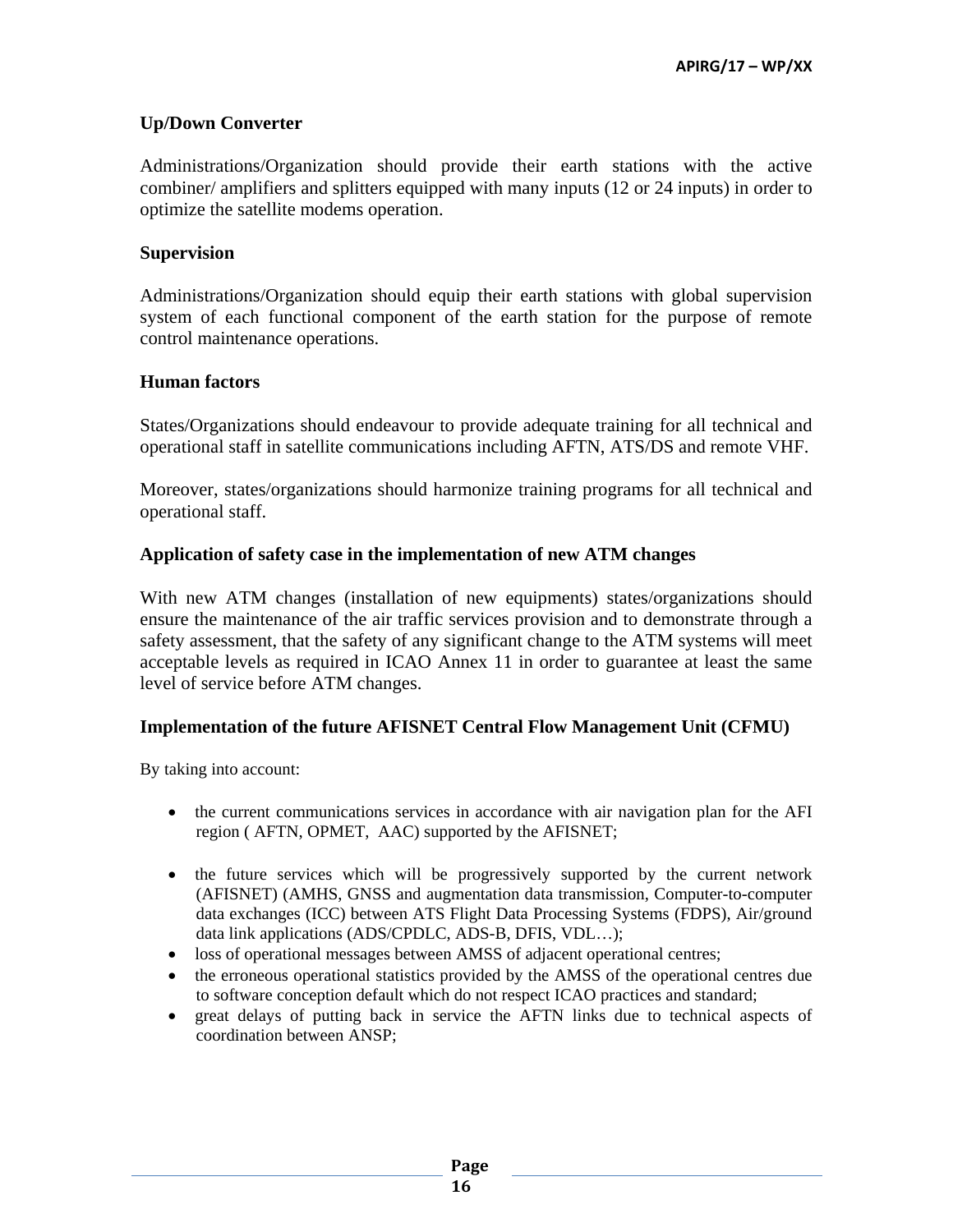**Up/Down Converter**

Administrations/Organization should provide their earth stations with the active combiner/ amplifiers and splitters equipped with many inputs (12 or 24 inputs) in order to optimize the satellite modems operation.

**Supervision**

Administrations/Organization should equip their earth stations with global supervision system of each functional component of the earth station for the purpose of remote control maintenance operations.

**Human factors**

States/Organizations should endeavour to provide adequate training for all technical and operational staff in satellite communications including AFTN, ATS/DS and remote VHF.

Moreover, states/organizations should harmonize training programs for all technical and operational staff.

**Application of safety case in the implementation of new ATM changes**

With new ATM changes (installation of new equipments) states/organizations should ensure the maintenance of the air traffic services provision and to demonstrate through a safety assessment, that the safety of any significant change to the ATM systems will meet acceptable levels as required in ICAO Annex 11 in order to guarantee at least the same level of service before ATM changes.

**Implementation of the future AFISNET Central Flow Management Unit (CFMU)**

By taking into account:

- the current communications services in accordance with air navigation plan for the AFI region ( AFTN, OPMET, AAC) supported by the AFISNET;

- the future services which will be progressively supported by the current network (AFISNET) (AMHS, GNSS and augmentation data transmission, Computer-to-computer data exchanges (ICC) between ATS Flight Data Processing Systems (FDPS), Air/ground data link applications (ADS/CPDLC, ADS-B, DFIS, VDL…);
- loss of operational messages between AMSS of adjacent operational centres;
- the erroneous operational statistics provided by the AMSS of the operational centres due to software conception default which do not respect ICAO practices and standard;
- great delays of putting back in service the AFTN links due to technical aspects of coordination between ANSP;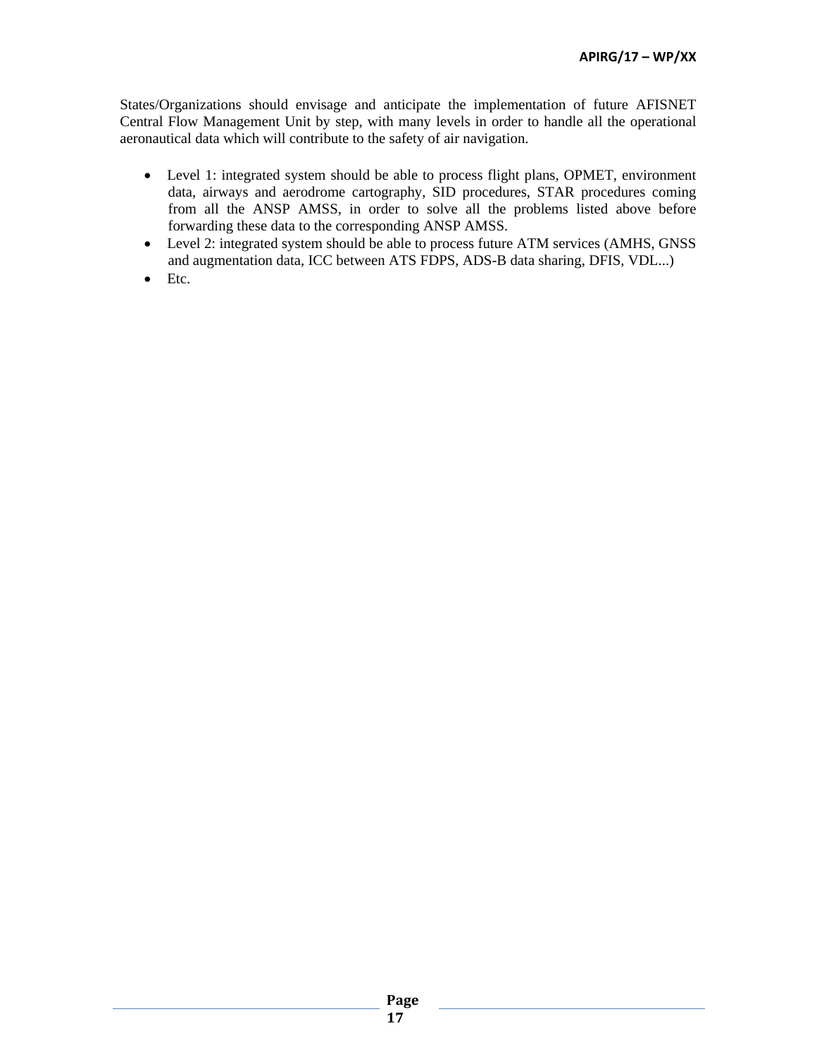States/Organizations should envisage and anticipate the implementation of future AFISNET Central Flow Management Unit by step, with many levels in order to handle all the operational aeronautical data which will contribute to the safety of air navigation.

- Level 1: integrated system should be able to process flight plans, OPMET, environment data, airways and aerodrome cartography, SID procedures, STAR procedures coming from all the ANSP AMSS, in order to solve all the problems listed above before forwarding these data to the corresponding ANSP AMSS.
- Level 2: integrated system should be able to process future ATM services (AMHS, GNSS and augmentation data, ICC between ATS FDPS, ADS-B data sharing, DFIS, VDL...)
- Etc.